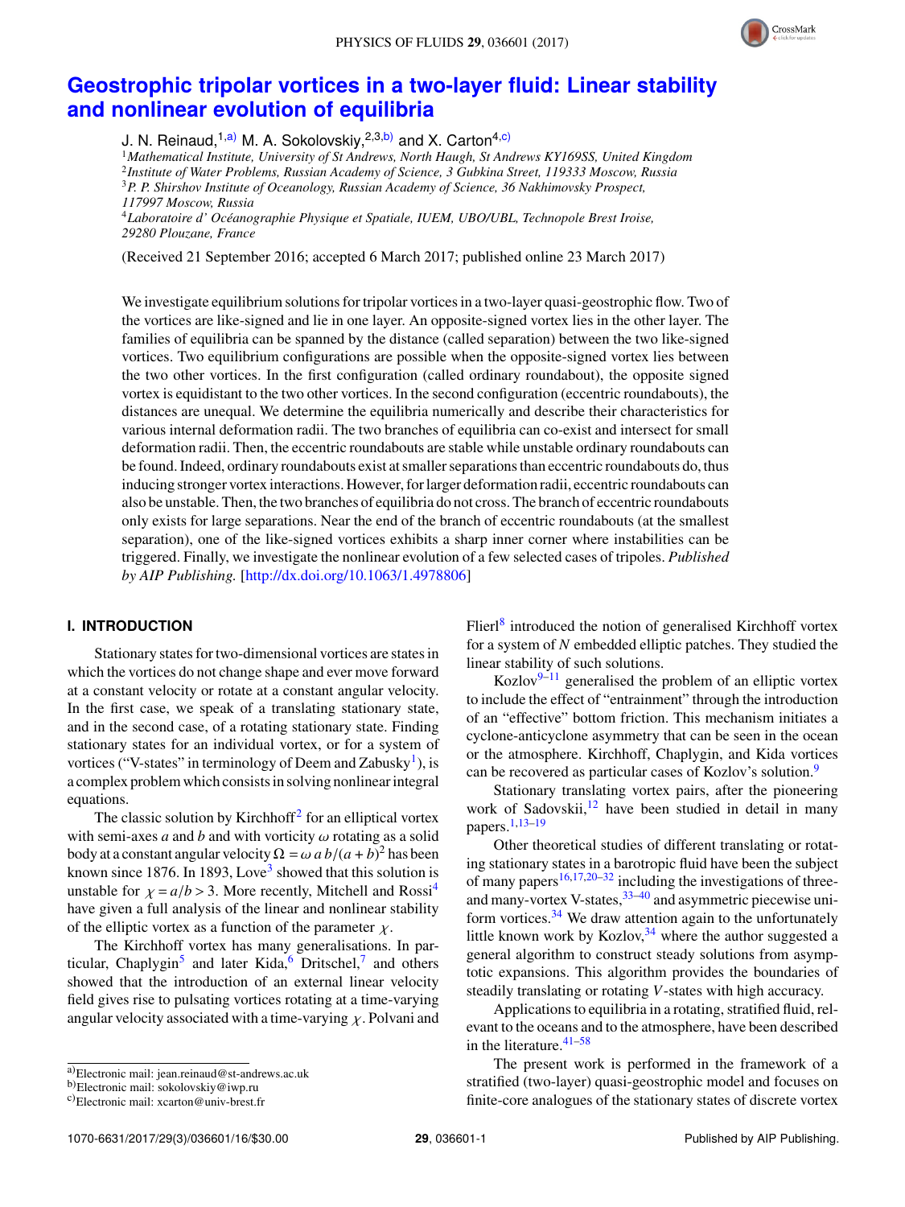# Geostrophic tripolar vortices in a two-layer fluid: Linear stability and nonlinear evolution of equilibria

J. N. Reinaud,[1,a)] M. A. Sokolovskiy,[2,3,b)] and X. Carton[4,c)]

[1]Mathematical Institute, University of St Andrews, North Haugh, St Andrews KY169SS, United Kingdom
[2]Institute of Water Problems, Russian Academy of Science, 3 Gubkina Street, 119333 Moscow, Russia
[3]P. P. Shirshov Institute of Oceanology, Russian Academy of Science, 36 Nakhimovsky Prospect, 117997 Moscow, Russia
[4]Laboratoire d' Océanographie Physique et Spatiale, IUEM, UBO/UBL, Technopole Brest Iroise, 29280 Plouzane, France

(Received 21 September 2016; accepted 6 March 2017; published online 23 March 2017)

We investigate equilibrium solutions for tripolar vortices in a two-layer quasi-geostrophic flow. Two of the vortices are like-signed and lie in one layer. An opposite-signed vortex lies in the other layer. The families of equilibria can be spanned by the distance (called separation) between the two like-signed vortices. Two equilibrium configurations are possible when the opposite-signed vortex lies between the two other vortices. In the first configuration (called ordinary roundabout), the opposite signed vortex is equidistant to the two other vortices. In the second configuration (eccentric roundabouts), the distances are unequal. We determine the equilibria numerically and describe their characteristics for various internal deformation radii. The two branches of equilibria can co-exist and intersect for small deformation radii. Then, the eccentric roundabouts are stable while unstable ordinary roundabouts can be found. Indeed, ordinary roundabouts exist at smaller separations than eccentric roundabouts do, thus inducing stronger vortex interactions. However, for larger deformation radii, eccentric roundabouts can also be unstable. Then, the two branches of equilibria do not cross. The branch of eccentric roundabouts only exists for large separations. Near the end of the branch of eccentric roundabouts (at the smallest separation), one of the like-signed vortices exhibits a sharp inner corner where instabilities can be triggered. Finally, we investigate the nonlinear evolution of a few selected cases of tripoles. *Published by AIP Publishing.* [http://dx.doi.org/10.1063/1.4978806]

## I. INTRODUCTION

Stationary states for two-dimensional vortices are states in which the vortices do not change shape and ever move forward at a constant velocity or rotate at a constant angular velocity. In the first case, we speak of a translating stationary state, and in the second case, of a rotating stationary state. Finding stationary states for an individual vortex, or for a system of vortices ("V-states" in terminology of Deem and Zabusky[1]), is a complex problem which consists in solving nonlinear integral equations.

The classic solution by Kirchhoff[2] for an elliptical vortex with semi-axes $a$ and $b$ and with vorticity $\omega$ rotating as a solid body at a constant angular velocity $\Omega = \omega\, a\, b/(a+b)^2$ has been known since 1876. In 1893, Love[3] showed that this solution is unstable for $\chi = a/b > 3$. More recently, Mitchell and Rossi[4] have given a full analysis of the linear and nonlinear stability of the elliptic vortex as a function of the parameter $\chi$.

The Kirchhoff vortex has many generalisations. In particular, Chaplygin[5] and later Kida,[6] Dritschel,[7] and others showed that the introduction of an external linear velocity field gives rise to pulsating vortices rotating at a time-varying angular velocity associated with a time-varying $\chi$. Polvani and Flierl[8] introduced the notion of generalised Kirchhoff vortex for a system of $N$ embedded elliptic patches. They studied the linear stability of such solutions.

Kozlov[9–11] generalised the problem of an elliptic vortex to include the effect of "entrainment" through the introduction of an "effective" bottom friction. This mechanism initiates a cyclone-anticyclone asymmetry that can be seen in the ocean or the atmosphere. Kirchhoff, Chaplygin, and Kida vortices can be recovered as particular cases of Kozlov's solution.[9]

Stationary translating vortex pairs, after the pioneering work of Sadovskii,[12] have been studied in detail in many papers.[1,13–19]

Other theoretical studies of different translating or rotating stationary states in a barotropic fluid have been the subject of many papers[16,17,20–32] including the investigations of three- and many-vortex V-states,[33–40] and asymmetric piecewise uniform vortices.[34] We draw attention again to the unfortunately little known work by Kozlov,[34] where the author suggested a general algorithm to construct steady solutions from asymptotic expansions. This algorithm provides the boundaries of steadily translating or rotating $V$-states with high accuracy.

Applications to equilibria in a rotating, stratified fluid, relevant to the oceans and to the atmosphere, have been described in the literature.[41–58]

The present work is performed in the framework of a stratified (two-layer) quasi-geostrophic model and focuses on finite-core analogues of the stationary states of discrete vortex

a)Electronic mail: jean.reinaud@st-andrews.ac.uk
b)Electronic mail: sokolovskiy@iwp.ru
c)Electronic mail: xcarton@univ-brest.fr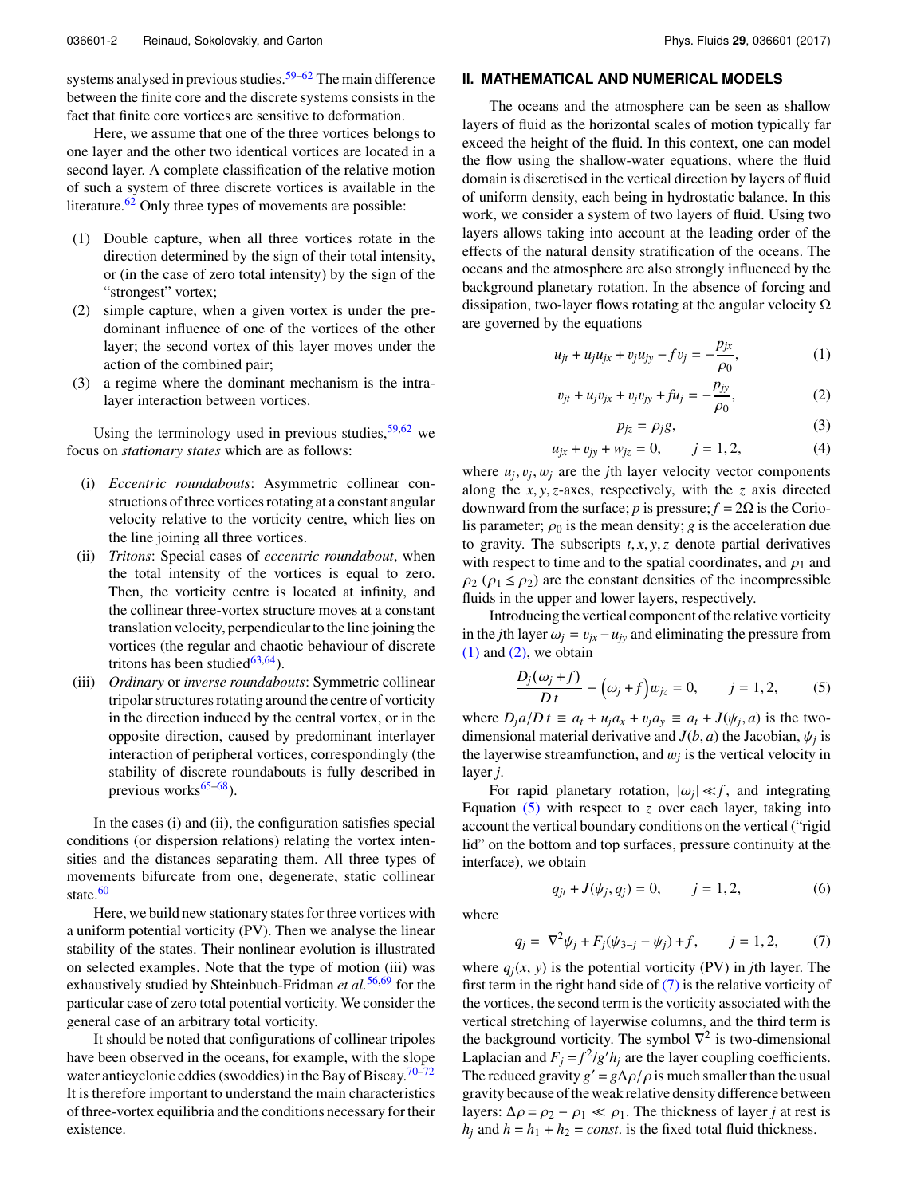systems analysed in previous studies.[59–62] The main difference between the finite core and the discrete systems consists in the fact that finite core vortices are sensitive to deformation.

Here, we assume that one of the three vortices belongs to one layer and the other two identical vortices are located in a second layer. A complete classification of the relative motion of such a system of three discrete vortices is available in the literature.[62] Only three types of movements are possible:

1. Double capture, when all three vortices rotate in the direction determined by the sign of their total intensity, or (in the case of zero total intensity) by the sign of the "strongest" vortex;
2. simple capture, when a given vortex is under the predominant influence of one of the vortices of the other layer; the second vortex of this layer moves under the action of the combined pair;
3. a regime where the dominant mechanism is the intra-layer interaction between vortices.

Using the terminology used in previous studies,[59,62] we focus on *stationary states* which are as follows:

(i) *Eccentric roundabouts*: Asymmetric collinear constructions of three vortices rotating at a constant angular velocity relative to the vorticity centre, which lies on the line joining all three vortices.

(ii) *Tritons*: Special cases of *eccentric roundabout*, when the total intensity of the vortices is equal to zero. Then, the vorticity centre is located at infinity, and the collinear three-vortex structure moves at a constant translation velocity, perpendicular to the line joining the vortices (the regular and chaotic behaviour of discrete tritons has been studied[63,64]).

(iii) *Ordinary* or *inverse roundabouts*: Symmetric collinear tripolar structures rotating around the centre of vorticity in the direction induced by the central vortex, or in the opposite direction, caused by predominant interlayer interaction of peripheral vortices, correspondingly (the stability of discrete roundabouts is fully described in previous works[65–68]).

In the cases (i) and (ii), the configuration satisfies special conditions (or dispersion relations) relating the vortex intensities and the distances separating them. All three types of movements bifurcate from one, degenerate, static collinear state.[60]

Here, we build new stationary states for three vortices with a uniform potential vorticity (PV). Then we analyse the linear stability of the states. Their nonlinear evolution is illustrated on selected examples. Note that the type of motion (iii) was exhaustively studied by Shteinbuch-Fridman *et al.*[56,69] for the particular case of zero total potential vorticity. We consider the general case of an arbitrary total vorticity.

It should be noted that configurations of collinear tripoles have been observed in the oceans, for example, with the slope water anticyclonic eddies (swoddies) in the Bay of Biscay.[70–72] It is therefore important to understand the main characteristics of three-vortex equilibria and the conditions necessary for their existence.

## II. MATHEMATICAL AND NUMERICAL MODELS

The oceans and the atmosphere can be seen as shallow layers of fluid as the horizontal scales of motion typically far exceed the height of the fluid. In this context, one can model the flow using the shallow-water equations, where the fluid domain is discretised in the vertical direction by layers of fluid of uniform density, each being in hydrostatic balance. In this work, we consider a system of two layers of fluid. Using two layers allows taking into account at the leading order of the effects of the natural density stratification of the oceans. The oceans and the atmosphere are also strongly influenced by the background planetary rotation. In the absence of forcing and dissipation, two-layer flows rotating at the angular velocity $\Omega$ are governed by the equations

$$u_{jt} + u_j u_{jx} + v_j u_{jy} - f v_j = -\frac{p_{jx}}{\rho_0}, \tag{1}$$

$$v_{jt} + u_j v_{jx} + v_j v_{jy} + f u_j = -\frac{p_{jy}}{\rho_0}, \tag{2}$$

$$p_{jz} = \rho_j g, \tag{3}$$

$$u_{jx} + v_{jy} + w_{jz} = 0, \qquad j = 1, 2, \tag{4}$$

where $u_j, v_j, w_j$ are the $j$th layer velocity vector components along the $x, y, z$-axes, respectively, with the $z$ axis directed downward from the surface; $p$ is pressure; $f = 2\Omega$ is the Coriolis parameter; $\rho_0$ is the mean density; $g$ is the acceleration due to gravity. The subscripts $t, x, y, z$ denote partial derivatives with respect to time and to the spatial coordinates, and $\rho_1$ and $\rho_2$ ($\rho_1 \le \rho_2$) are the constant densities of the incompressible fluids in the upper and lower layers, respectively.

Introducing the vertical component of the relative vorticity in the $j$th layer $\omega_j = v_{jx} - u_{jy}$ and eliminating the pressure from (1) and (2), we obtain

$$\frac{D_j(\omega_j + f)}{Dt} - \left(\omega_j + f\right) w_{jz} = 0, \qquad j = 1, 2, \tag{5}$$

where $D_j a / Dt \equiv a_t + u_j a_x + v_j a_y \equiv a_t + J(\psi_j, a)$ is the two-dimensional material derivative and $J(b, a)$ the Jacobian, $\psi_j$ is the layerwise streamfunction, and $w_j$ is the vertical velocity in layer $j$.

For rapid planetary rotation, $|\omega_j| \ll f$, and integrating Equation (5) with respect to $z$ over each layer, taking into account the vertical boundary conditions on the vertical ("rigid lid" on the bottom and top surfaces, pressure continuity at the interface), we obtain

$$q_{jt} + J(\psi_j, q_j) = 0, \qquad j = 1, 2, \tag{6}$$

where

$$q_j = \nabla^2 \psi_j + F_j(\psi_{3-j} - \psi_j) + f, \qquad j = 1, 2, \tag{7}$$

where $q_j(x, y)$ is the potential vorticity (PV) in $j$th layer. The first term in the right hand side of (7) is the relative vorticity of the vortices, the second term is the vorticity associated with the vertical stretching of layerwise columns, and the third term is the background vorticity. The symbol $\nabla^2$ is two-dimensional Laplacian and $F_j = f^2/g' h_j$ are the layer coupling coefficients. The reduced gravity $g' = g\Delta\rho/\rho$ is much smaller than the usual gravity because of the weak relative density difference between layers: $\Delta\rho = \rho_2 - \rho_1 \ll \rho_1$. The thickness of layer $j$ at rest is $h_j$ and $h = h_1 + h_2 = const.$ is the fixed total fluid thickness.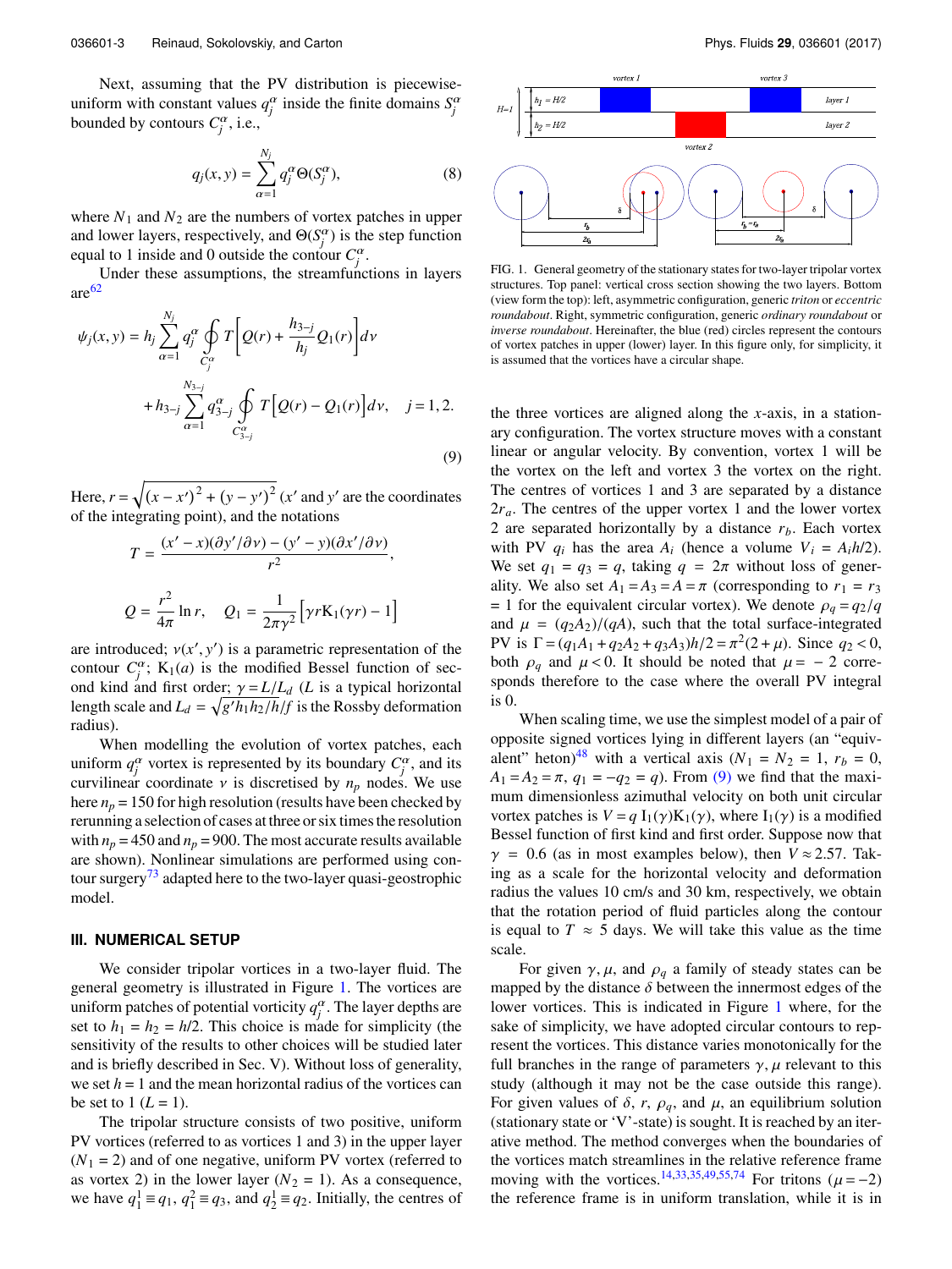Next, assuming that the PV distribution is piecewise-uniform with constant values $q_j^\alpha$ inside the finite domains $S_j^\alpha$ bounded by contours $C_j^\alpha$, i.e.,

$$q_j(x, y) = \sum_{\alpha=1}^{N_j} q_j^\alpha \Theta(S_j^\alpha), \tag{8}$$

where $N_1$ and $N_2$ are the numbers of vortex patches in upper and lower layers, respectively, and $\Theta(S_j^\alpha)$ is the step function equal to 1 inside and 0 outside the contour $C_j^\alpha$.

Under these assumptions, the streamfunctions in layers are[62]

$$\psi_j(x, y) = h_j \sum_{\alpha=1}^{N_j} q_j^\alpha \oint_{C_j^\alpha} T\left[Q(r) + \frac{h_{3-j}}{h_j} Q_1(r)\right] d\nu + h_{3-j} \sum_{\alpha=1}^{N_{3-j}} q_{3-j}^\alpha \oint_{C_{3-j}^\alpha} T\left[Q(r) - Q_1(r)\right] d\nu, \quad j = 1, 2. \tag{9}$$

Here, $r = \sqrt{(x - x')^2 + (y - y')^2}$ ($x'$ and $y'$ are the coordinates of the integrating point), and the notations

$$T = \frac{(x' - x)(\partial y'/\partial \nu) - (y' - y)(\partial x'/\partial \nu)}{r^2},$$

$$Q = \frac{r^2}{4\pi} \ln r, \quad Q_1 = \frac{1}{2\pi\gamma^2}\left[\gamma r \mathrm{K}_1(\gamma r) - 1\right]$$

are introduced; $\nu(x', y')$ is a parametric representation of the contour $C_j^\alpha$; $\mathrm{K}_1(a)$ is the modified Bessel function of second kind and first order; $\gamma = L/L_d$ ($L$ is a typical horizontal length scale and $L_d = \sqrt{g' h_1 h_2 / h}/f$ is the Rossby deformation radius).

When modelling the evolution of vortex patches, each uniform $q_j^\alpha$ vortex is represented by its boundary $C_j^\alpha$, and its curvilinear coordinate $\nu$ is discretised by $n_p$ nodes. We use here $n_p = 150$ for high resolution (results have been checked by rerunning a selection of cases at three or six times the resolution with $n_p = 450$ and $n_p = 900$. The most accurate results available are shown). Nonlinear simulations are performed using contour surgery[73] adapted here to the two-layer quasi-geostrophic model.

## III. NUMERICAL SETUP

We consider tripolar vortices in a two-layer fluid. The general geometry is illustrated in Figure 1. The vortices are uniform patches of potential vorticity $q_j^\alpha$. The layer depths are set to $h_1 = h_2 = h/2$. This choice is made for simplicity (the sensitivity of the results to other choices will be studied later and is briefly described in Sec. V). Without loss of generality, we set $h = 1$ and the mean horizontal radius of the vortices can be set to 1 ($L = 1$).

The tripolar structure consists of two positive, uniform PV vortices (referred to as vortices 1 and 3) in the upper layer ($N_1 = 2$) and of one negative, uniform PV vortex (referred to as vortex 2) in the lower layer ($N_2 = 1$). As a consequence, we have $q_1^1 \equiv q_1$, $q_1^2 \equiv q_3$, and $q_2^1 \equiv q_2$. Initially, the centres of

FIG. 1. General geometry of the stationary states for two-layer tripolar vortex structures. Top panel: vertical cross section showing the two layers. Bottom (view form the top): left, asymmetric configuration, generic *triton* or *eccentric roundabout*. Right, symmetric configuration, generic *ordinary roundabout* or *inverse roundabout*. Hereinafter, the blue (red) circles represent the contours of vortex patches in upper (lower) layer. In this figure only, for simplicity, it is assumed that the vortices have a circular shape.

the three vortices are aligned along the $x$-axis, in a stationary configuration. The vortex structure moves with a constant linear or angular velocity. By convention, vortex 1 will be the vortex on the left and vortex 3 the vortex on the right. The centres of vortices 1 and 3 are separated by a distance $2r_a$. The centres of the upper vortex 1 and the lower vortex 2 are separated horizontally by a distance $r_b$. Each vortex with PV $q_i$ has the area $A_i$ (hence a volume $V_i = A_i h/2$). We set $q_1 = q_3 = q$, taking $q = 2\pi$ without loss of generality. We also set $A_1 = A_3 = A = \pi$ (corresponding to $r_1 = r_3 = 1$ for the equivalent circular vortex). We denote $\rho_q = q_2/q$ and $\mu = (q_2 A_2)/(qA)$, such that the total surface-integrated PV is $\Gamma = (q_1 A_1 + q_2 A_2 + q_3 A_3)h/2 = \pi^2(2 + \mu)$. Since $q_2 < 0$, both $\rho_q$ and $\mu < 0$. It should be noted that $\mu = -2$ corresponds therefore to the case where the overall PV integral is 0.

When scaling time, we use the simplest model of a pair of opposite signed vortices lying in different layers (an "equivalent" heton)[48] with a vertical axis ($N_1 = N_2 = 1$, $r_b = 0$, $A_1 = A_2 = \pi$, $q_1 = -q_2 = q$). From (9) we find that the maximum dimensionless azimuthal velocity on both unit circular vortex patches is $V = q\, \mathrm{I}_1(\gamma)\mathrm{K}_1(\gamma)$, where $\mathrm{I}_1(\gamma)$ is a modified Bessel function of first kind and first order. Suppose now that $\gamma = 0.6$ (as in most examples below), then $V \approx 2.57$. Taking as a scale for the horizontal velocity and deformation radius the values 10 cm/s and 30 km, respectively, we obtain that the rotation period of fluid particles along the contour is equal to $T \approx 5$ days. We will take this value as the time scale.

For given $\gamma$, $\mu$, and $\rho_q$ a family of steady states can be mapped by the distance $\delta$ between the innermost edges of the lower vortices. This is indicated in Figure 1 where, for the sake of simplicity, we have adopted circular contours to represent the vortices. This distance varies monotonically for the full branches in the range of parameters $\gamma$, $\mu$ relevant to this study (although it may not be the case outside this range). For given values of $\delta$, $r$, $\rho_q$, and $\mu$, an equilibrium solution (stationary state or 'V'-state) is sought. It is reached by an iterative method. The method converges when the boundaries of the vortices match streamlines in the relative reference frame moving with the vortices.[14,33,35,49,55,74] For tritons ($\mu = -2$) the reference frame is in uniform translation, while it is in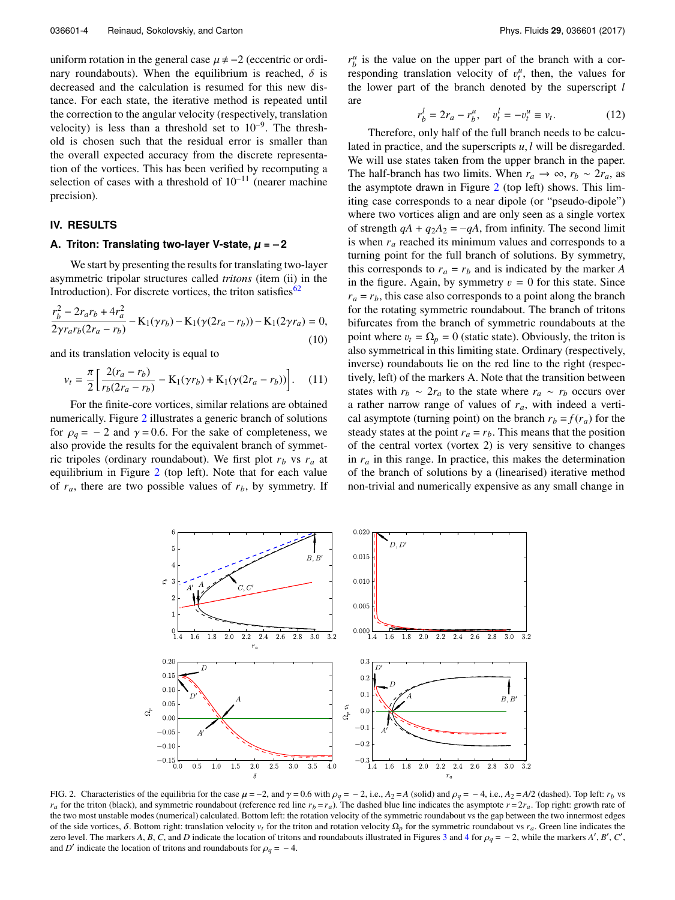uniform rotation in the general case $\mu \neq -2$ (eccentric or ordinary roundabouts). When the equilibrium is reached, $\delta$ is decreased and the calculation is resumed for this new distance. For each state, the iterative method is repeated until the correction to the angular velocity (respectively, translation velocity) is less than a threshold set to $10^{-9}$. The threshold is chosen such that the residual error is smaller than the overall expected accuracy from the discrete representation of the vortices. This has been verified by recomputing a selection of cases with a threshold of $10^{-11}$ (nearer machine precision).

## IV. RESULTS

### A. Triton: Translating two-layer V-state, $\mu = -2$

We start by presenting the results for translating two-layer asymmetric tripolar structures called *tritons* (item (ii) in the Introduction). For discrete vortices, the triton satisfies[62]

$$\frac{r_b^2 - 2r_a r_b + 4r_a^2}{2\gamma r_a r_b(2r_a - r_b)} - \mathrm{K}_1(\gamma r_b) - \mathrm{K}_1(\gamma(2r_a - r_b)) - \mathrm{K}_1(2\gamma r_a) = 0, \tag{10}$$

and its translation velocity is equal to

$$v_t = \frac{\pi}{2}\left[\frac{2(r_a - r_b)}{r_b(2r_a - r_b)} - \mathrm{K}_1(\gamma r_b) + \mathrm{K}_1(\gamma(2r_a - r_b))\right]. \tag{11}$$

For the finite-core vortices, similar relations are obtained numerically. Figure 2 illustrates a generic branch of solutions for $\rho_q = -2$ and $\gamma = 0.6$. For the sake of completeness, we also provide the results for the equivalent branch of symmetric tripoles (ordinary roundabout). We first plot $r_b$ vs $r_a$ at equilibrium in Figure 2 (top left). Note that for each value of $r_a$, there are two possible values of $r_b$, by symmetry. If $r_b^u$ is the value on the upper part of the branch with a corresponding translation velocity of $v_t^u$, then, the values for the lower part of the branch denoted by the superscript $l$ are

$$r_b^l = 2r_a - r_b^u, \quad v_t^l = -v_t^u \equiv v_t. \tag{12}$$

Therefore, only half of the full branch needs to be calculated in practice, and the superscripts $u, l$ will be disregarded. We will use states taken from the upper branch in the paper. The half-branch has two limits. When $r_a \to \infty$, $r_b \sim 2r_a$, as the asymptote drawn in Figure 2 (top left) shows. This limiting case corresponds to a near dipole (or "pseudo-dipole") where two vortices align and are only seen as a single vortex of strength $qA + q_2A_2 = -qA$, from infinity. The second limit is when $r_a$ reached its minimum values and corresponds to a turning point for the full branch of solutions. By symmetry, this corresponds to $r_a = r_b$ and is indicated by the marker $A$ in the figure. Again, by symmetry $v = 0$ for this state. Since $r_a = r_b$, this case also corresponds to a point along the branch for the rotating symmetric roundabout. The branch of tritons bifurcates from the branch of symmetric roundabouts at the point where $v_t = \Omega_p = 0$ (static state). Obviously, the triton is also symmetrical in this limiting state. Ordinary (respectively, inverse) roundabouts lie on the red line to the right (respectively, left) of the markers A. Note that the transition between states with $r_b \sim 2r_a$ to the state where $r_a \sim r_b$ occurs over a rather narrow range of values of $r_a$, with indeed a vertical asymptote (turning point) on the branch $r_b = f(r_a)$ for the steady states at the point $r_a = r_b$. This means that the position of the central vortex (vortex 2) is very sensitive to changes in $r_a$ in this range. In practice, this makes the determination of the branch of solutions by a (linearised) iterative method non-trivial and numerically expensive as any small change in

FIG. 2. Characteristics of the equilibria for the case $\mu = -2$, and $\gamma = 0.6$ with $\rho_q = -2$, i.e., $A_2 = A$ (solid) and $\rho_q = -4$, i.e., $A_2 = A/2$ (dashed). Top left: $r_b$ vs $r_a$ for the triton (black), and symmetric roundabout (reference red line $r_b = r_a$). The dashed blue line indicates the asymptote $r = 2r_a$. Top right: growth rate of the two most unstable modes (numerical) calculated. Bottom left: the rotation velocity of the symmetric roundabout vs the gap between the two innermost edges of the side vortices, $\delta$. Bottom right: translation velocity $v_t$ for the triton and rotation velocity $\Omega_p$ for the symmetric roundabout vs $r_a$. Green line indicates the zero level. The markers $A$, $B$, $C$, and $D$ indicate the location of tritons and roundabouts illustrated in Figures 3 and 4 for $\rho_q = -2$, while the markers $A'$, $B'$, $C'$, and $D'$ indicate the location of tritons and roundabouts for $\rho_q = -4$.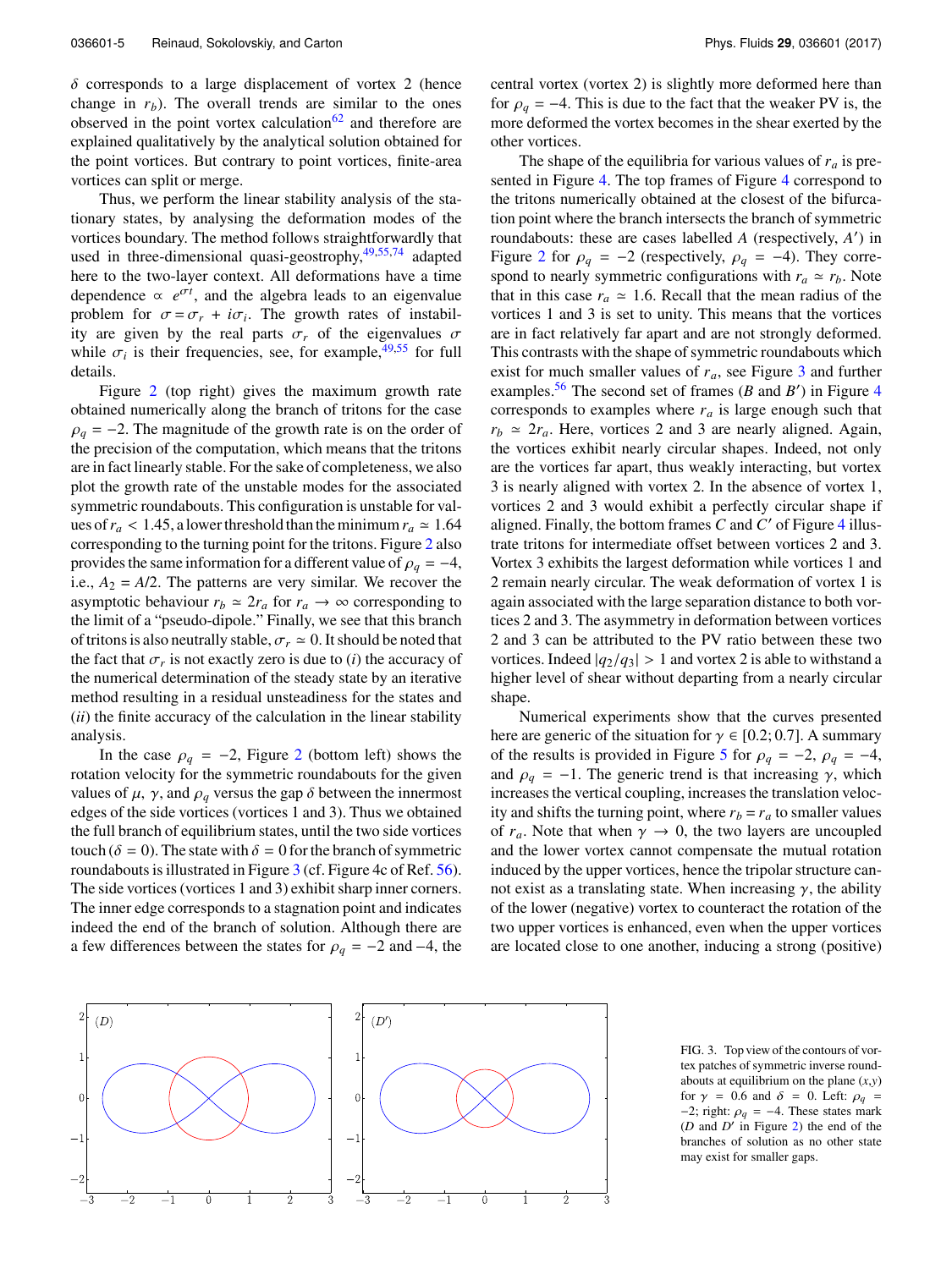$\delta$ corresponds to a large displacement of vortex 2 (hence change in $r_b$). The overall trends are similar to the ones observed in the point vortex calculation[62] and therefore are explained qualitatively by the analytical solution obtained for the point vortices. But contrary to point vortices, finite-area vortices can split or merge.

Thus, we perform the linear stability analysis of the stationary states, by analysing the deformation modes of the vortices boundary. The method follows straightforwardly that used in three-dimensional quasi-geostrophy,[49,55,74] adapted here to the two-layer context. All deformations have a time dependence $\propto e^{\sigma t}$, and the algebra leads to an eigenvalue problem for $\sigma = \sigma_r + i\sigma_i$. The growth rates of instability are given by the real parts $\sigma_r$ of the eigenvalues $\sigma$ while $\sigma_i$ is their frequencies, see, for example,[49,55] for full details.

Figure 2 (top right) gives the maximum growth rate obtained numerically along the branch of tritons for the case $\rho_q = -2$. The magnitude of the growth rate is on the order of the precision of the computation, which means that the tritons are in fact linearly stable. For the sake of completeness, we also plot the growth rate of the unstable modes for the associated symmetric roundabouts. This configuration is unstable for values of $r_a < 1.45$, a lower threshold than the minimum $r_a \simeq 1.64$ corresponding to the turning point for the tritons. Figure 2 also provides the same information for a different value of $\rho_q = -4$, i.e., $A_2 = A/2$. The patterns are very similar. We recover the asymptotic behaviour $r_b \simeq 2r_a$ for $r_a \to \infty$ corresponding to the limit of a "pseudo-dipole." Finally, we see that this branch of tritons is also neutrally stable, $\sigma_r \simeq 0$. It should be noted that the fact that $\sigma_r$ is not exactly zero is due to ($i$) the accuracy of the numerical determination of the steady state by an iterative method resulting in a residual unsteadiness for the states and ($ii$) the finite accuracy of the calculation in the linear stability analysis.

In the case $\rho_q = -2$, Figure 2 (bottom left) shows the rotation velocity for the symmetric roundabouts for the given values of $\mu$, $\gamma$, and $\rho_q$ versus the gap $\delta$ between the innermost edges of the side vortices (vortices 1 and 3). Thus we obtained the full branch of equilibrium states, until the two side vortices touch ($\delta = 0$). The state with $\delta = 0$ for the branch of symmetric roundabouts is illustrated in Figure 3 (cf. Figure 4c of Ref. 56). The side vortices (vortices 1 and 3) exhibit sharp inner corners. The inner edge corresponds to a stagnation point and indicates indeed the end of the branch of solution. Although there are a few differences between the states for $\rho_q = -2$ and $-4$, the central vortex (vortex 2) is slightly more deformed here than for $\rho_q = -4$. This is due to the fact that the weaker PV is, the more deformed the vortex becomes in the shear exerted by the other vortices.

The shape of the equilibria for various values of $r_a$ is presented in Figure 4. The top frames of Figure 4 correspond to the tritons numerically obtained at the closest of the bifurcation point where the branch intersects the branch of symmetric roundabouts: these are cases labelled $A$ (respectively, $A'$) in Figure 2 for $\rho_q = -2$ (respectively, $\rho_q = -4$). They correspond to nearly symmetric configurations with $r_a \simeq r_b$. Note that in this case $r_a \simeq 1.6$. Recall that the mean radius of the vortices 1 and 3 is set to unity. This means that the vortices are in fact relatively far apart and are not strongly deformed. This contrasts with the shape of symmetric roundabouts which exist for much smaller values of $r_a$, see Figure 3 and further examples.[56] The second set of frames ($B$ and $B'$) in Figure 4 corresponds to examples where $r_a$ is large enough such that $r_b \simeq 2r_a$. Here, vortices 2 and 3 are nearly aligned. Again, the vortices exhibit nearly circular shapes. Indeed, not only are the vortices far apart, thus weakly interacting, but vortex 3 is nearly aligned with vortex 2. In the absence of vortex 1, vortices 2 and 3 would exhibit a perfectly circular shape if aligned. Finally, the bottom frames $C$ and $C'$ of Figure 4 illustrate tritons for intermediate offset between vortices 2 and 3. Vortex 3 exhibits the largest deformation while vortices 1 and 2 remain nearly circular. The weak deformation of vortex 1 is again associated with the large separation distance to both vortices 2 and 3. The asymmetry in deformation between vortices 2 and 3 can be attributed to the PV ratio between these two vortices. Indeed $|q_2/q_3| > 1$ and vortex 2 is able to withstand a higher level of shear without departing from a nearly circular shape.

Numerical experiments show that the curves presented here are generic of the situation for $\gamma \in [0.2; 0.7]$. A summary of the results is provided in Figure 5 for $\rho_q = -2$, $\rho_q = -4$, and $\rho_q = -1$. The generic trend is that increasing $\gamma$, which increases the vertical coupling, increases the translation velocity and shifts the turning point, where $r_b = r_a$ to smaller values of $r_a$. Note that when $\gamma \to 0$, the two layers are uncoupled and the lower vortex cannot compensate the mutual rotation induced by the upper vortices, hence the tripolar structure cannot exist as a translating state. When increasing $\gamma$, the ability of the lower (negative) vortex to counteract the rotation of the two upper vortices is enhanced, even when the upper vortices are located close to one another, inducing a strong (positive)

FIG. 3. Top view of the contours of vortex patches of symmetric inverse roundabouts at equilibrium on the plane $(x,y)$ for $\gamma = 0.6$ and $\delta = 0$. Left: $\rho_q = -2$; right: $\rho_q = -4$. These states mark ($D$ and $D'$ in Figure 2) the end of the branches of solution as no other state may exist for smaller gaps.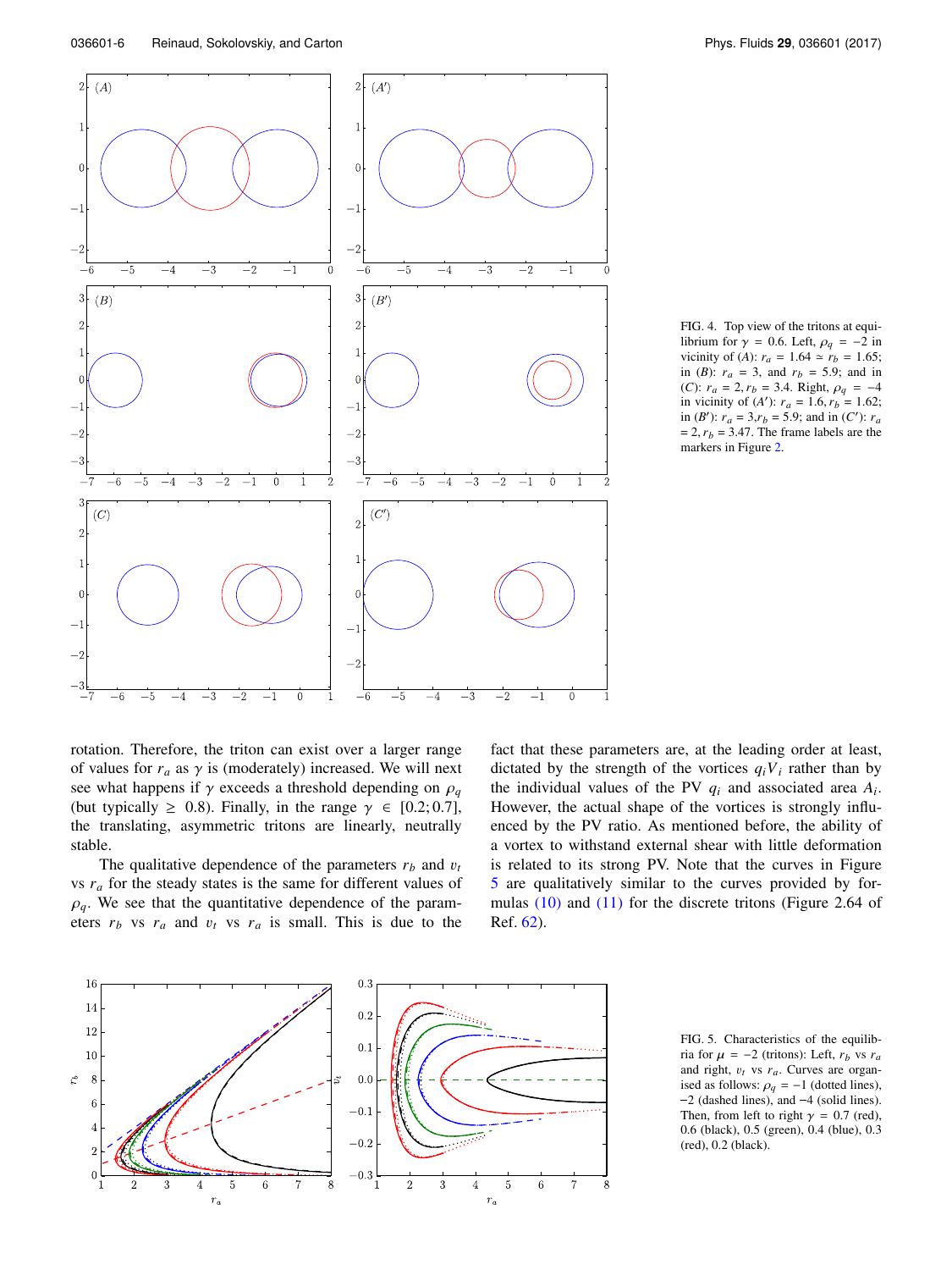FIG. 4. Top view of the tritons at equilibrium for $\gamma = 0.6$. Left, $\rho_q = -2$ in vicinity of $(A)$: $r_a = 1.64 \simeq r_b = 1.65$; in $(B)$: $r_a = 3$, and $r_b = 5.9$; and in $(C)$: $r_a = 2, r_b = 3.4$. Right, $\rho_q = -4$ in vicinity of $(A')$: $r_a = 1.6, r_b = 1.62$; in $(B')$: $r_a = 3, r_b = 5.9$; and in $(C')$: $r_a = 2, r_b = 3.47$. The frame labels are the markers in Figure 2.

rotation. Therefore, the triton can exist over a larger range of values for $r_a$ as $\gamma$ is (moderately) increased. We will next see what happens if $\gamma$ exceeds a threshold depending on $\rho_q$ (but typically $\geq 0.8$). Finally, in the range $\gamma \in [0.2; 0.7]$, the translating, asymmetric tritons are linearly, neutrally stable.

The qualitative dependence of the parameters $r_b$ and $v_t$ vs $r_a$ for the steady states is the same for different values of $\rho_q$. We see that the quantitative dependence of the parameters $r_b$ vs $r_a$ and $v_t$ vs $r_a$ is small. This is due to the fact that these parameters are, at the leading order at least, dictated by the strength of the vortices $q_i V_i$ rather than by the individual values of the PV $q_i$ and associated area $A_i$. However, the actual shape of the vortices is strongly influenced by the PV ratio. As mentioned before, the ability of a vortex to withstand external shear with little deformation is related to its strong PV. Note that the curves in Figure 5 are qualitatively similar to the curves provided by formulas (10) and (11) for the discrete tritons (Figure 2.64 of Ref. 62).

FIG. 5. Characteristics of the equilibria for $\mu = -2$ (tritons): Left, $r_b$ vs $r_a$ and right, $v_t$ vs $r_a$. Curves are organised as follows: $\rho_q = -1$ (dotted lines), $-2$ (dashed lines), and $-4$ (solid lines). Then, from left to right $\gamma = 0.7$ (red), 0.6 (black), 0.5 (green), 0.4 (blue), 0.3 (red), 0.2 (black).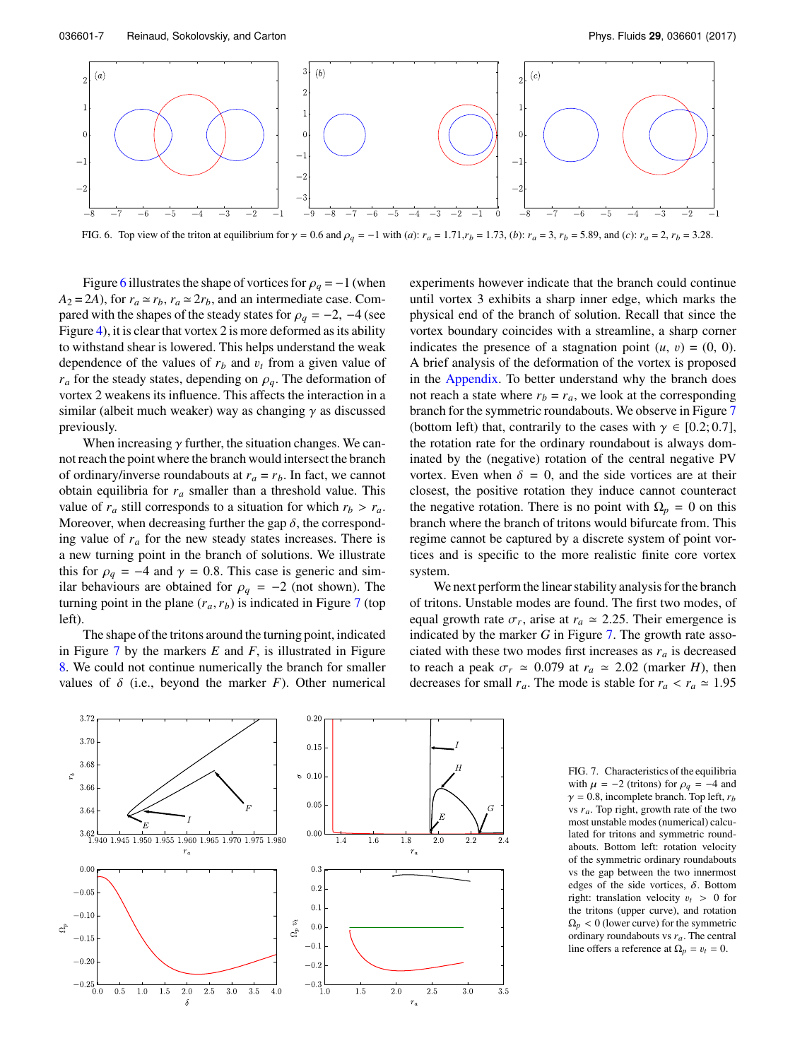FIG. 6. Top view of the triton at equilibrium for $\gamma = 0.6$ and $\rho_q = -1$ with (*a*): $r_a = 1.71, r_b = 1.73$, (*b*): $r_a = 3$, $r_b = 5.89$, and (*c*): $r_a = 2$, $r_b = 3.28$.

Figure 6 illustrates the shape of vortices for $\rho_q = -1$ (when $A_2 = 2A$), for $r_a \simeq r_b$, $r_a \simeq 2r_b$, and an intermediate case. Compared with the shapes of the steady states for $\rho_q = -2, -4$ (see Figure 4), it is clear that vortex 2 is more deformed as its ability to withstand shear is lowered. This helps understand the weak dependence of the values of $r_b$ and $v_t$ from a given value of $r_a$ for the steady states, depending on $\rho_q$. The deformation of vortex 2 weakens its influence. This affects the interaction in a similar (albeit much weaker) way as changing $\gamma$ as discussed previously.

When increasing $\gamma$ further, the situation changes. We cannot reach the point where the branch would intersect the branch of ordinary/inverse roundabouts at $r_a = r_b$. In fact, we cannot obtain equilibria for $r_a$ smaller than a threshold value. This value of $r_a$ still corresponds to a situation for which $r_b > r_a$. Moreover, when decreasing further the gap $\delta$, the corresponding value of $r_a$ for the new steady states increases. There is a new turning point in the branch of solutions. We illustrate this for $\rho_q = -4$ and $\gamma = 0.8$. This case is generic and similar behaviours are obtained for $\rho_q = -2$ (not shown). The turning point in the plane $(r_a, r_b)$ is indicated in Figure 7 (top left).

The shape of the tritons around the turning point, indicated in Figure 7 by the markers *E* and *F*, is illustrated in Figure 8. We could not continue numerically the branch for smaller values of $\delta$ (i.e., beyond the marker *F*). Other numerical experiments however indicate that the branch could continue until vortex 3 exhibits a sharp inner edge, which marks the physical end of the branch of solution. Recall that since the vortex boundary coincides with a streamline, a sharp corner indicates the presence of a stagnation point $(u, v) = (0, 0)$. A brief analysis of the deformation of the vortex is proposed in the Appendix. To better understand why the branch does not reach a state where $r_b = r_a$, we look at the corresponding branch for the symmetric roundabouts. We observe in Figure 7 (bottom left) that, contrarily to the cases with $\gamma \in [0.2; 0.7]$, the rotation rate for the ordinary roundabout is always dominated by the (negative) rotation of the central negative PV vortex. Even when $\delta = 0$, and the side vortices are at their closest, the positive rotation they induce cannot counteract the negative rotation. There is no point with $\Omega_p = 0$ on this branch where the branch of tritons would bifurcate from. This regime cannot be captured by a discrete system of point vortices and is specific to the more realistic finite core vortex system.

We next perform the linear stability analysis for the branch of tritons. Unstable modes are found. The first two modes, of equal growth rate $\sigma_r$, arise at $r_a \simeq 2.25$. Their emergence is indicated by the marker *G* in Figure 7. The growth rate associated with these two modes first increases as $r_a$ is decreased to reach a peak $\sigma_r \simeq 0.079$ at $r_a \simeq 2.02$ (marker *H*), then decreases for small $r_a$. The mode is stable for $r_a < r_a \simeq 1.95$

FIG. 7. Characteristics of the equilibria with $\mu = -2$ (tritons) for $\rho_q = -4$ and $\gamma = 0.8$, incomplete branch. Top left, $r_b$ vs $r_a$. Top right, growth rate of the two most unstable modes (numerical) calculated for tritons and symmetric roundabouts. Bottom left: rotation velocity of the symmetric ordinary roundabouts vs the gap between the two innermost edges of the side vortices, $\delta$. Bottom right: translation velocity $v_t > 0$ for the tritons (upper curve), and rotation $\Omega_p < 0$ (lower curve) for the symmetric ordinary roundabouts vs $r_a$. The central line offers a reference at $\Omega_p = v_t = 0$.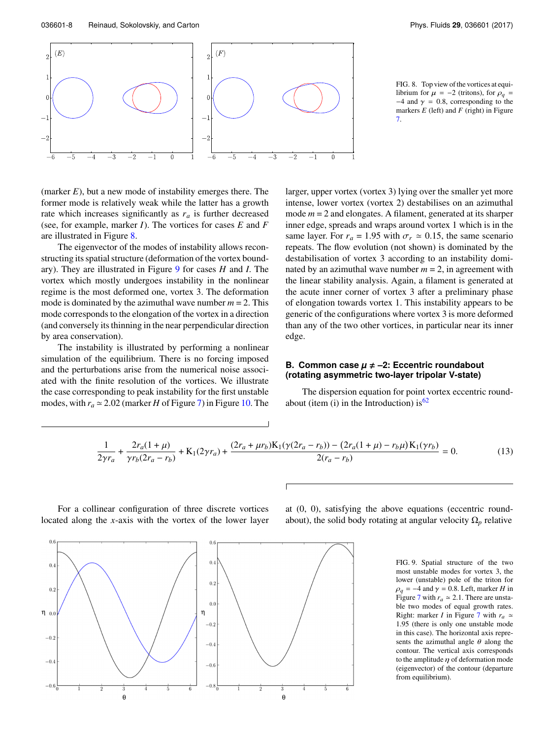FIG. 8. Top view of the vortices at equilibrium for $\mu = -2$ (tritons), for $\rho_q = -4$ and $\gamma = 0.8$, corresponding to the markers $E$ (left) and $F$ (right) in Figure 7.

(marker $E$), but a new mode of instability emerges there. The former mode is relatively weak while the latter has a growth rate which increases significantly as $r_a$ is further decreased (see, for example, marker $I$). The vortices for cases $E$ and $F$ are illustrated in Figure 8.

The eigenvector of the modes of instability allows reconstructing its spatial structure (deformation of the vortex boundary). They are illustrated in Figure 9 for cases $H$ and $I$. The vortex which mostly undergoes instability in the nonlinear regime is the most deformed one, vortex 3. The deformation mode is dominated by the azimuthal wave number $m = 2$. This mode corresponds to the elongation of the vortex in a direction (and conversely its thinning in the near perpendicular direction by area conservation).

The instability is illustrated by performing a nonlinear simulation of the equilibrium. There is no forcing imposed and the perturbations arise from the numerical noise associated with the finite resolution of the vortices. We illustrate the case corresponding to peak instability for the first unstable modes, with $r_a \simeq 2.02$ (marker $H$ of Figure 7) in Figure 10. The larger, upper vortex (vortex 3) lying over the smaller yet more intense, lower vortex (vortex 2) destabilises on an azimuthal mode $m = 2$ and elongates. A filament, generated at its sharper inner edge, spreads and wraps around vortex 1 which is in the same layer. For $r_a = 1.95$ with $\sigma_r \simeq 0.15$, the same scenario repeats. The flow evolution (not shown) is dominated by the destabilisation of vortex 3 according to an instability dominated by an azimuthal wave number $m = 2$, in agreement with the linear stability analysis. Again, a filament is generated at the acute inner corner of vortex 3 after a preliminary phase of elongation towards vortex 1. This instability appears to be generic of the configurations where vortex 3 is more deformed than any of the two other vortices, in particular near its inner edge.

## B. Common case $\mu \neq -2$: Eccentric roundabout (rotating asymmetric two-layer tripolar V-state)

The dispersion equation for point vortex eccentric roundabout (item (i) in the Introduction) is[62]

$$\frac{1}{2\gamma r_a} + \frac{2r_a(1+\mu)}{\gamma r_b(2r_a - r_b)} + \mathrm{K}_1(2\gamma r_a) + \frac{(2r_a + \mu r_b)\mathrm{K}_1(\gamma(2r_a - r_b)) - (2r_a(1+\mu) - r_b\mu)\,\mathrm{K}_1(\gamma r_b)}{2(r_a - r_b)} = 0. \tag{13}$$

For a collinear configuration of three discrete vortices located along the $x$-axis with the vortex of the lower layer at (0, 0), satisfying the above equations (eccentric roundabout), the solid body rotating at angular velocity $\Omega_p$ relative

FIG. 9. Spatial structure of the two most unstable modes for vortex 3, the lower (unstable) pole of the triton for $\rho_q = -4$ and $\gamma = 0.8$. Left, marker $H$ in Figure 7 with $r_a \simeq 2.1$. There are unstable two modes of equal growth rates. Right: marker $I$ in Figure 7 with $r_a \simeq 1.95$ (there is only one unstable mode in this case). The horizontal axis represents the azimuthal angle $\theta$ along the contour. The vertical axis corresponds to the amplitude $\eta$ of deformation mode (eigenvector) of the contour (departure from equilibrium).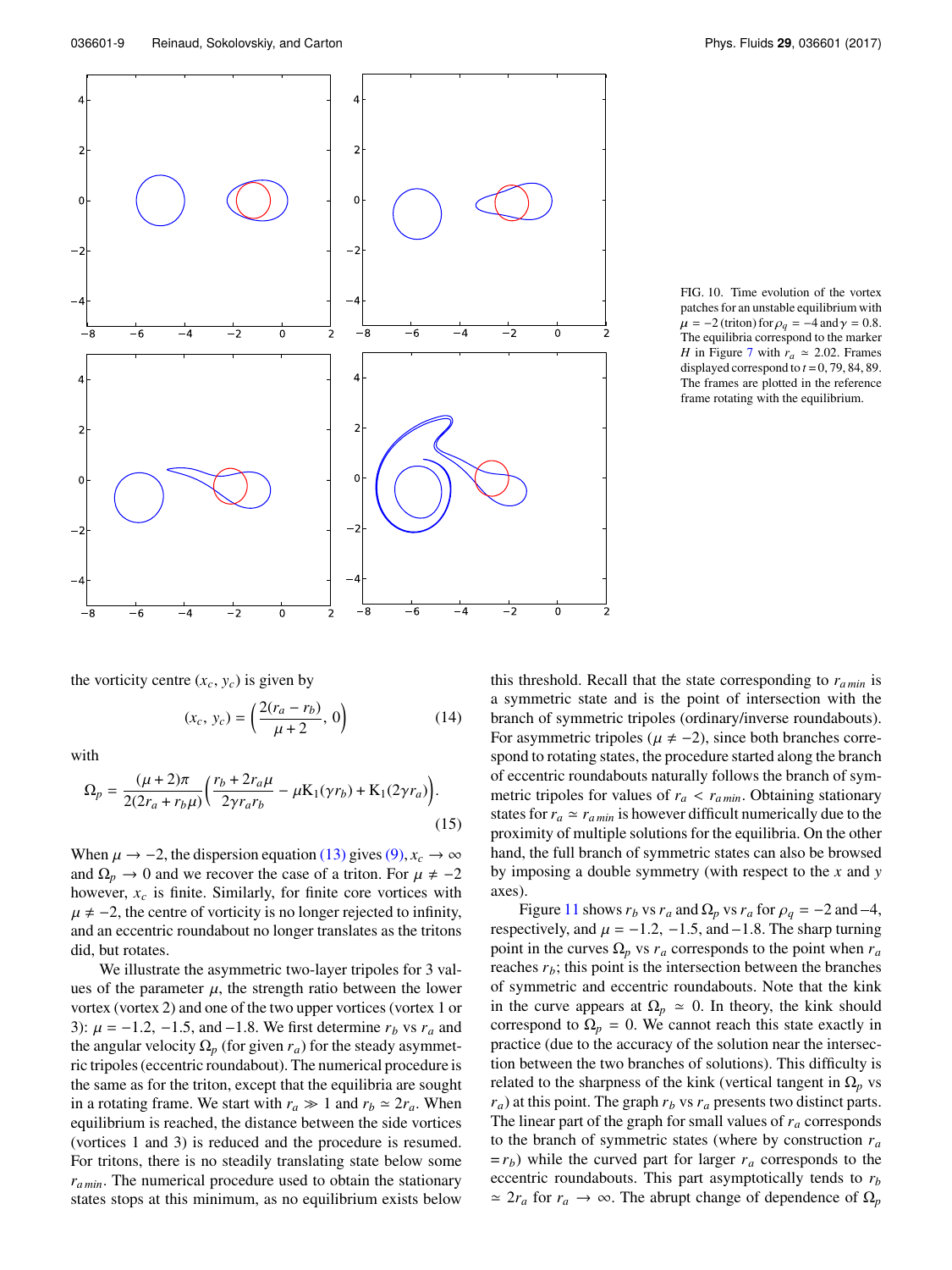FIG. 10. Time evolution of the vortex patches for an unstable equilibrium with $\mu = -2$ (triton) for $\rho_q = -4$ and $\gamma = 0.8$. The equilibria correspond to the marker $H$ in Figure 7 with $r_a \simeq 2.02$. Frames displayed correspond to $t = 0, 79, 84, 89$. The frames are plotted in the reference frame rotating with the equilibrium.

the vorticity centre $(x_c, y_c)$ is given by

$$(x_c, y_c) = \left( \frac{2(r_a - r_b)}{\mu + 2}, 0 \right) \tag{14}$$

with

$$\Omega_p = \frac{(\mu + 2)\pi}{2(2r_a + r_b\mu)} \left( \frac{r_b + 2r_a\mu}{2\gamma r_a r_b} - \mu \mathrm{K}_1(\gamma r_b) + \mathrm{K}_1(2\gamma r_a) \right). \tag{15}$$

When $\mu \to -2$, the dispersion equation (13) gives (9), $x_c \to \infty$ and $\Omega_p \to 0$ and we recover the case of a triton. For $\mu \neq -2$ however, $x_c$ is finite. Similarly, for finite core vortices with $\mu \neq -2$, the centre of vorticity is no longer rejected to infinity, and an eccentric roundabout no longer translates as the tritons did, but rotates.

We illustrate the asymmetric two-layer tripoles for 3 values of the parameter $\mu$, the strength ratio between the lower vortex (vortex 2) and one of the two upper vortices (vortex 1 or 3): $\mu = -1.2$, $-1.5$, and $-1.8$. We first determine $r_b$ vs $r_a$ and the angular velocity $\Omega_p$ (for given $r_a$) for the steady asymmetric tripoles (eccentric roundabout). The numerical procedure is the same as for the triton, except that the equilibria are sought in a rotating frame. We start with $r_a \gg 1$ and $r_b \simeq 2r_a$. When equilibrium is reached, the distance between the side vortices (vortices 1 and 3) is reduced and the procedure is resumed. For tritons, there is no steadily translating state below some $r_{a\,min}$. The numerical procedure used to obtain the stationary states stops at this minimum, as no equilibrium exists below this threshold. Recall that the state corresponding to $r_{a\,min}$ is a symmetric state and is the point of intersection with the branch of symmetric tripoles (ordinary/inverse roundabouts). For asymmetric tripoles ($\mu \neq -2$), since both branches correspond to rotating states, the procedure started along the branch of eccentric roundabouts naturally follows the branch of symmetric tripoles for values of $r_a < r_{a\,min}$. Obtaining stationary states for $r_a \simeq r_{a\,min}$ is however difficult numerically due to the proximity of multiple solutions for the equilibria. On the other hand, the full branch of symmetric states can also be browsed by imposing a double symmetry (with respect to the $x$ and $y$ axes).

Figure 11 shows $r_b$ vs $r_a$ and $\Omega_p$ vs $r_a$ for $\rho_q = -2$ and $-4$, respectively, and $\mu = -1.2$, $-1.5$, and $-1.8$. The sharp turning point in the curves $\Omega_p$ vs $r_a$ corresponds to the point when $r_a$ reaches $r_b$; this point is the intersection between the branches of symmetric and eccentric roundabouts. Note that the kink in the curve appears at $\Omega_p \simeq 0$. In theory, the kink should correspond to $\Omega_p = 0$. We cannot reach this state exactly in practice (due to the accuracy of the solution near the intersection between the two branches of solutions). This difficulty is related to the sharpness of the kink (vertical tangent in $\Omega_p$ vs $r_a$) at this point. The graph $r_b$ vs $r_a$ presents two distinct parts. The linear part of the graph for small values of $r_a$ corresponds to the branch of symmetric states (where by construction $r_a = r_b$) while the curved part for larger $r_a$ corresponds to the eccentric roundabouts. This part asymptotically tends to $r_b \simeq 2r_a$ for $r_a \to \infty$. The abrupt change of dependence of $\Omega_p$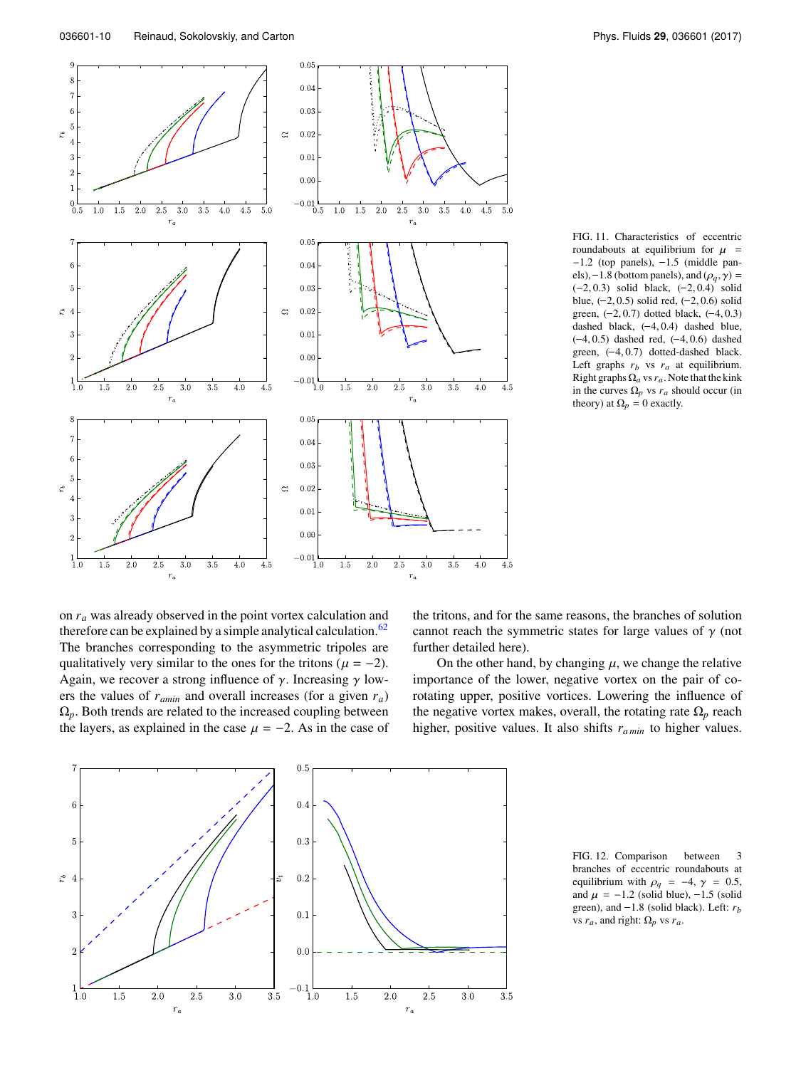FIG. 11. Characteristics of eccentric roundabouts at equilibrium for $\mu = -1.2$ (top panels), $-1.5$ (middle panels), $-1.8$ (bottom panels), and $(\rho_q, \gamma) = (-2, 0.3)$ solid black, $(-2, 0.4)$ solid blue, $(-2, 0.5)$ solid red, $(-2, 0.6)$ solid green, $(-2, 0.7)$ dotted black, $(-4, 0.3)$ dashed black, $(-4, 0.4)$ dashed blue, $(-4, 0.5)$ dashed red, $(-4, 0.6)$ dashed green, $(-4, 0.7)$ dotted-dashed black. Left graphs $r_b$ vs $r_a$ at equilibrium. Right graphs $\Omega_a$ vs $r_a$. Note that the kink in the curves $\Omega_p$ vs $r_a$ should occur (in theory) at $\Omega_p = 0$ exactly.

on $r_a$ was already observed in the point vortex calculation and therefore can be explained by a simple analytical calculation.[62] The branches corresponding to the asymmetric tripoles are qualitatively very similar to the ones for the tritons ($\mu = -2$). Again, we recover a strong influence of $\gamma$. Increasing $\gamma$ lowers the values of $r_{amin}$ and overall increases (for a given $r_a$) $\Omega_p$. Both trends are related to the increased coupling between the layers, as explained in the case $\mu = -2$. As in the case of the tritons, and for the same reasons, the branches of solution cannot reach the symmetric states for large values of $\gamma$ (not further detailed here).

On the other hand, by changing $\mu$, we change the relative importance of the lower, negative vortex on the pair of co-rotating upper, positive vortices. Lowering the influence of the negative vortex makes, overall, the rotating rate $\Omega_p$ reach higher, positive values. It also shifts $r_{a\,min}$ to higher values.

FIG. 12. Comparison between 3 branches of eccentric roundabouts at equilibrium with $\rho_q = -4$, $\gamma = 0.5$, and $\mu = -1.2$ (solid blue), $-1.5$ (solid green), and $-1.8$ (solid black). Left: $r_b$ vs $r_a$, and right: $\Omega_p$ vs $r_a$.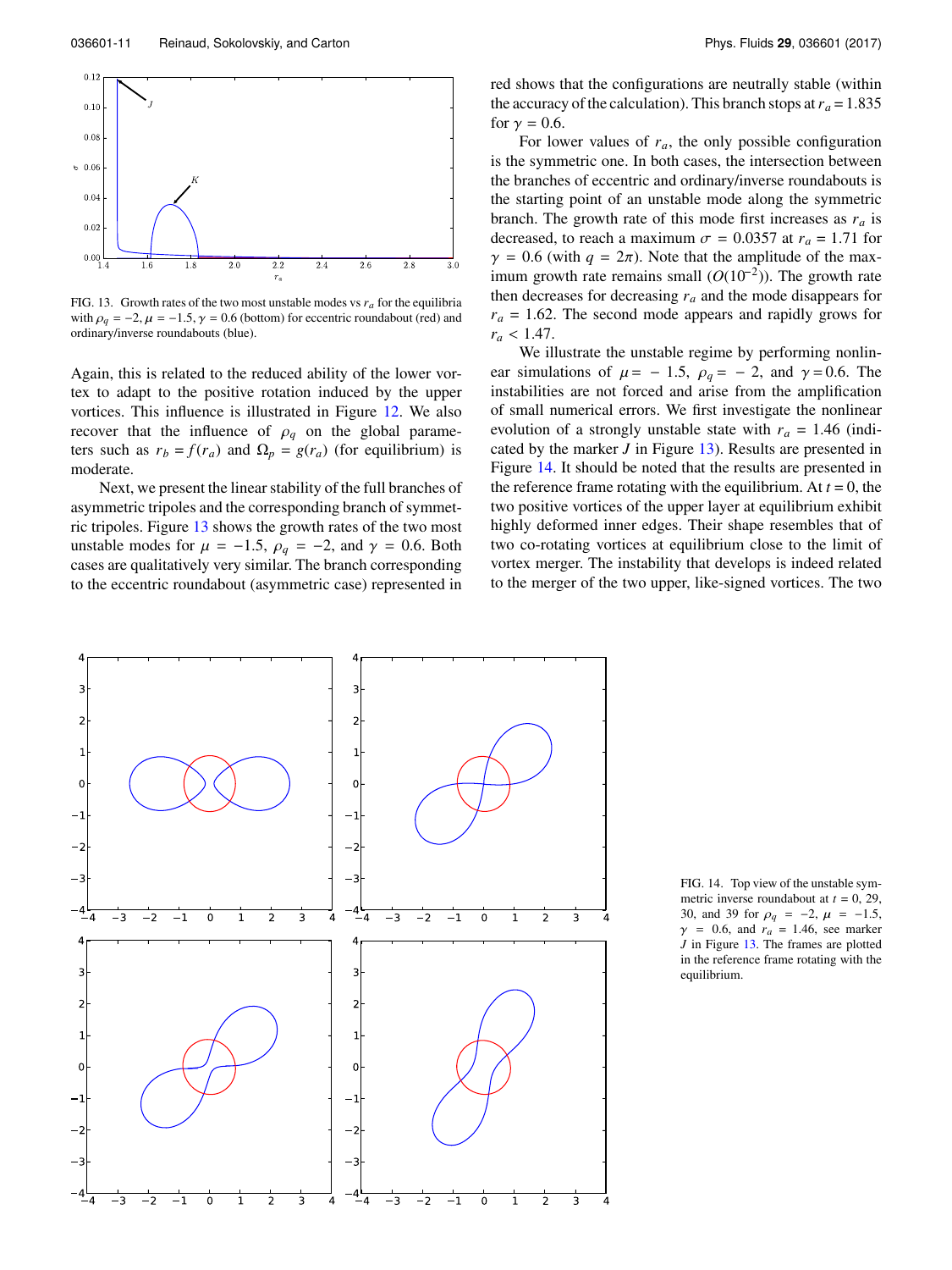FIG. 13. Growth rates of the two most unstable modes vs $r_a$ for the equilibria with $\rho_q = -2$, $\mu = -1.5$, $\gamma = 0.6$ (bottom) for eccentric roundabout (red) and ordinary/inverse roundabouts (blue).

Again, this is related to the reduced ability of the lower vortex to adapt to the positive rotation induced by the upper vortices. This influence is illustrated in Figure 12. We also recover that the influence of $\rho_q$ on the global parameters such as $r_b = f(r_a)$ and $\Omega_p = g(r_a)$ (for equilibrium) is moderate.

Next, we present the linear stability of the full branches of asymmetric tripoles and the corresponding branch of symmetric tripoles. Figure 13 shows the growth rates of the two most unstable modes for $\mu = -1.5$, $\rho_q = -2$, and $\gamma = 0.6$. Both cases are qualitatively very similar. The branch corresponding to the eccentric roundabout (asymmetric case) represented in red shows that the configurations are neutrally stable (within the accuracy of the calculation). This branch stops at $r_a = 1.835$ for $\gamma = 0.6$.

For lower values of $r_a$, the only possible configuration is the symmetric one. In both cases, the intersection between the branches of eccentric and ordinary/inverse roundabouts is the starting point of an unstable mode along the symmetric branch. The growth rate of this mode first increases as $r_a$ is decreased, to reach a maximum $\sigma = 0.0357$ at $r_a = 1.71$ for $\gamma = 0.6$ (with $q = 2\pi$). Note that the amplitude of the maximum growth rate remains small ($O(10^{-2})$). The growth rate then decreases for decreasing $r_a$ and the mode disappears for $r_a = 1.62$. The second mode appears and rapidly grows for $r_a < 1.47$.

We illustrate the unstable regime by performing nonlinear simulations of $\mu = -1.5$, $\rho_q = -2$, and $\gamma = 0.6$. The instabilities are not forced and arise from the amplification of small numerical errors. We first investigate the nonlinear evolution of a strongly unstable state with $r_a = 1.46$ (indicated by the marker $J$ in Figure 13). Results are presented in Figure 14. It should be noted that the results are presented in the reference frame rotating with the equilibrium. At $t = 0$, the two positive vortices of the upper layer at equilibrium exhibit highly deformed inner edges. Their shape resembles that of two co-rotating vortices at equilibrium close to the limit of vortex merger. The instability that develops is indeed related to the merger of the two upper, like-signed vortices. The two

FIG. 14. Top view of the unstable symmetric inverse roundabout at $t = 0$, 29, 30, and 39 for $\rho_q = -2$, $\mu = -1.5$, $\gamma = 0.6$, and $r_a = 1.46$, see marker $J$ in Figure 13. The frames are plotted in the reference frame rotating with the equilibrium.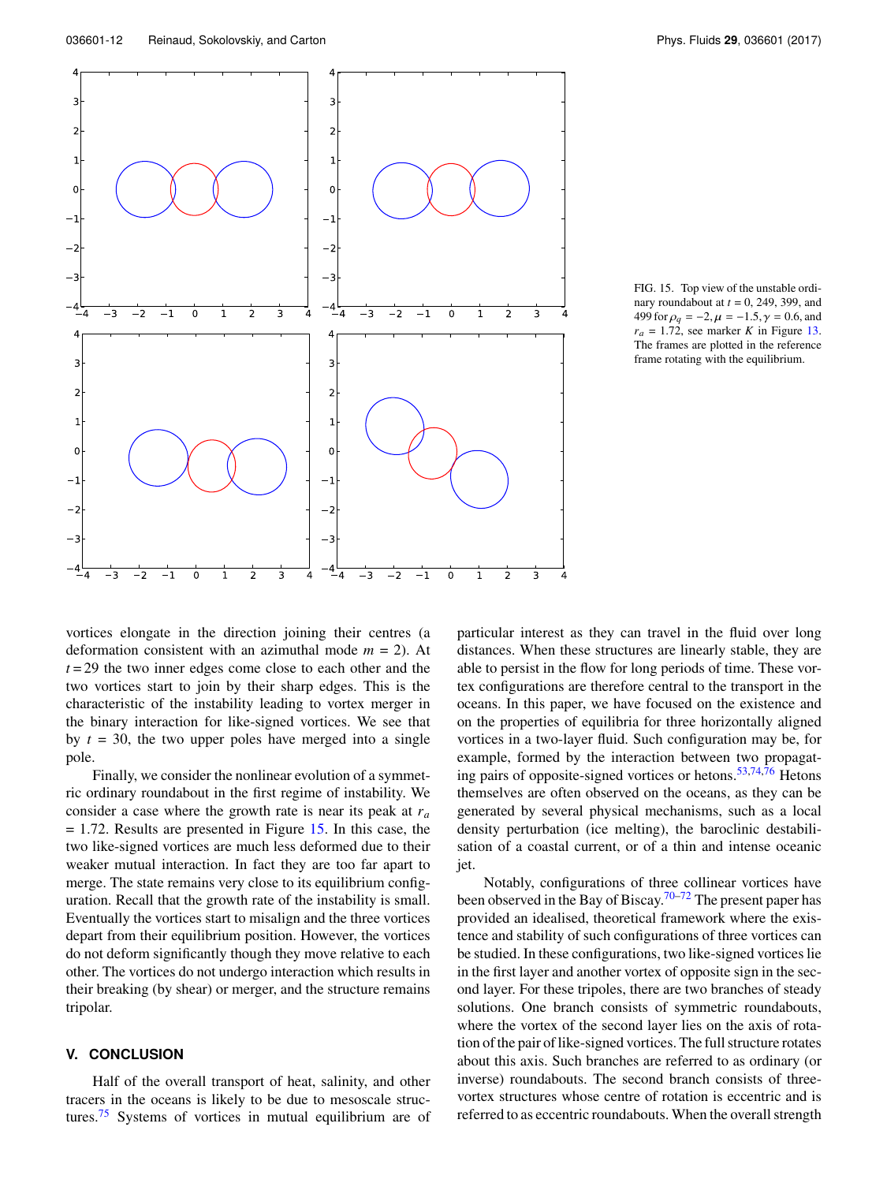FIG. 15. Top view of the unstable ordinary roundabout at $t = 0$, 249, 399, and 499 for $\rho_q = -2, \mu = -1.5, \gamma = 0.6$, and $r_a = 1.72$, see marker $K$ in Figure 13. The frames are plotted in the reference frame rotating with the equilibrium.

vortices elongate in the direction joining their centres (a deformation consistent with an azimuthal mode $m = 2$). At $t = 29$ the two inner edges come close to each other and the two vortices start to join by their sharp edges. This is the characteristic of the instability leading to vortex merger in the binary interaction for like-signed vortices. We see that by $t = 30$, the two upper poles have merged into a single pole.

Finally, we consider the nonlinear evolution of a symmetric ordinary roundabout in the first regime of instability. We consider a case where the growth rate is near its peak at $r_a = 1.72$. Results are presented in Figure 15. In this case, the two like-signed vortices are much less deformed due to their weaker mutual interaction. In fact they are too far apart to merge. The state remains very close to its equilibrium configuration. Recall that the growth rate of the instability is small. Eventually the vortices start to misalign and the three vortices depart from their equilibrium position. However, the vortices do not deform significantly though they move relative to each other. The vortices do not undergo interaction which results in their breaking (by shear) or merger, and the structure remains tripolar.

## V. CONCLUSION

Half of the overall transport of heat, salinity, and other tracers in the oceans is likely to be due to mesoscale structures.[75] Systems of vortices in mutual equilibrium are of particular interest as they can travel in the fluid over long distances. When these structures are linearly stable, they are able to persist in the flow for long periods of time. These vortex configurations are therefore central to the transport in the oceans. In this paper, we have focused on the existence and on the properties of equilibria for three horizontally aligned vortices in a two-layer fluid. Such configuration may be, for example, formed by the interaction between two propagating pairs of opposite-signed vortices or hetons.[53,74,76] Hetons themselves are often observed on the oceans, as they can be generated by several physical mechanisms, such as a local density perturbation (ice melting), the baroclinic destabilisation of a coastal current, or of a thin and intense oceanic jet.

Notably, configurations of three collinear vortices have been observed in the Bay of Biscay.[70–72] The present paper has provided an idealised, theoretical framework where the existence and stability of such configurations of three vortices can be studied. In these configurations, two like-signed vortices lie in the first layer and another vortex of opposite sign in the second layer. For these tripoles, there are two branches of steady solutions. One branch consists of symmetric roundabouts, where the vortex of the second layer lies on the axis of rotation of the pair of like-signed vortices. The full structure rotates about this axis. Such branches are referred to as ordinary (or inverse) roundabouts. The second branch consists of three-vortex structures whose centre of rotation is eccentric and is referred to as eccentric roundabouts. When the overall strength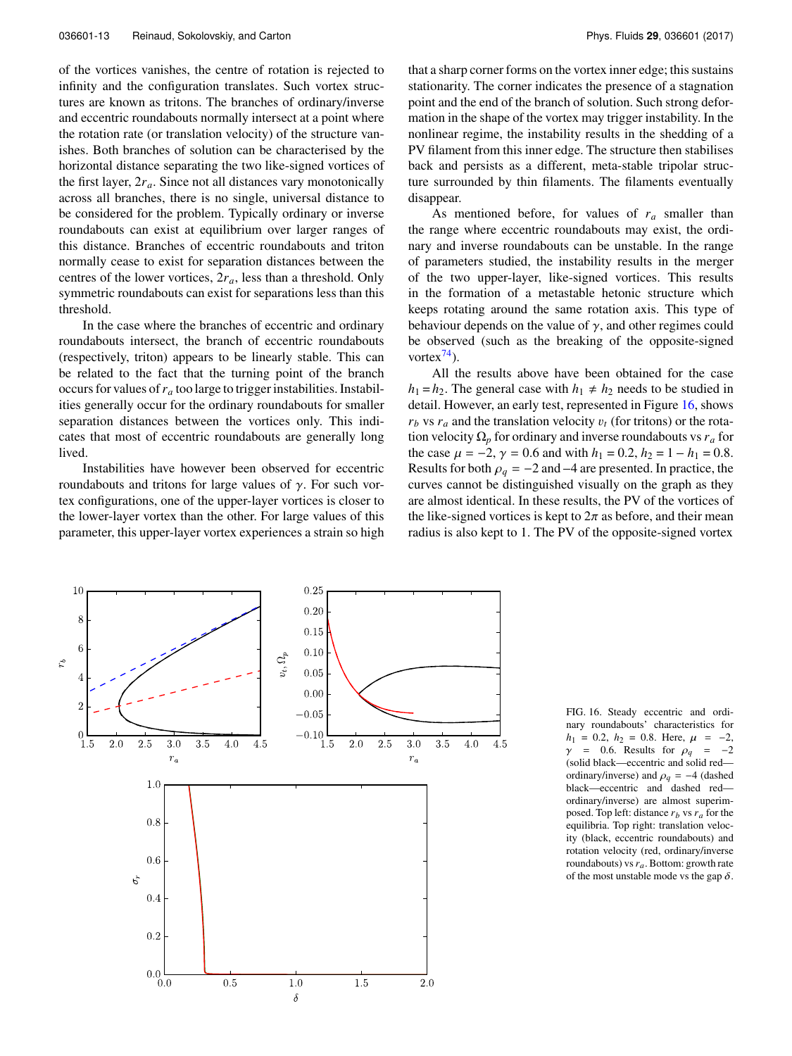of the vortices vanishes, the centre of rotation is rejected to infinity and the configuration translates. Such vortex structures are known as tritons. The branches of ordinary/inverse and eccentric roundabouts normally intersect at a point where the rotation rate (or translation velocity) of the structure vanishes. Both branches of solution can be characterised by the horizontal distance separating the two like-signed vortices of the first layer, $2r_a$. Since not all distances vary monotonically across all branches, there is no single, universal distance to be considered for the problem. Typically ordinary or inverse roundabouts can exist at equilibrium over larger ranges of this distance. Branches of eccentric roundabouts and triton normally cease to exist for separation distances between the centres of the lower vortices, $2r_a$, less than a threshold. Only symmetric roundabouts can exist for separations less than this threshold.

In the case where the branches of eccentric and ordinary roundabouts intersect, the branch of eccentric roundabouts (respectively, triton) appears to be linearly stable. This can be related to the fact that the turning point of the branch occurs for values of $r_a$ too large to trigger instabilities. Instabilities generally occur for the ordinary roundabouts for smaller separation distances between the vortices only. This indicates that most of eccentric roundabouts are generally long lived.

Instabilities have however been observed for eccentric roundabouts and tritons for large values of $\gamma$. For such vortex configurations, one of the upper-layer vortices is closer to the lower-layer vortex than the other. For large values of this parameter, this upper-layer vortex experiences a strain so high that a sharp corner forms on the vortex inner edge; this sustains stationarity. The corner indicates the presence of a stagnation point and the end of the branch of solution. Such strong deformation in the shape of the vortex may trigger instability. In the nonlinear regime, the instability results in the shedding of a PV filament from this inner edge. The structure then stabilises back and persists as a different, meta-stable tripolar structure surrounded by thin filaments. The filaments eventually disappear.

As mentioned before, for values of $r_a$ smaller than the range where eccentric roundabouts may exist, the ordinary and inverse roundabouts can be unstable. In the range of parameters studied, the instability results in the merger of the two upper-layer, like-signed vortices. This results in the formation of a metastable hetonic structure which keeps rotating around the same rotation axis. This type of behaviour depends on the value of $\gamma$, and other regimes could be observed (such as the breaking of the opposite-signed vortex[74]).

All the results above have been obtained for the case $h_1 = h_2$. The general case with $h_1 \neq h_2$ needs to be studied in detail. However, an early test, represented in Figure 16, shows $r_b$ vs $r_a$ and the translation velocity $v_t$ (for tritons) or the rotation velocity $\Omega_p$ for ordinary and inverse roundabouts vs $r_a$ for the case $\mu = -2$, $\gamma = 0.6$ and with $h_1 = 0.2$, $h_2 = 1 - h_1 = 0.8$. Results for both $\rho_q = -2$ and $-4$ are presented. In practice, the curves cannot be distinguished visually on the graph as they are almost identical. In these results, the PV of the vortices of the like-signed vortices is kept to $2\pi$ as before, and their mean radius is also kept to 1. The PV of the opposite-signed vortex

FIG. 16. Steady eccentric and ordinary roundabouts' characteristics for $h_1 = 0.2$, $h_2 = 0.8$. Here, $\mu = -2$, $\gamma = 0.6$. Results for $\rho_q = -2$ (solid black—eccentric and solid red—ordinary/inverse) and $\rho_q = -4$ (dashed black—eccentric and dashed red—ordinary/inverse) are almost superimposed. Top left: distance $r_b$ vs $r_a$ for the equilibria. Top right: translation velocity (black, eccentric roundabouts) and rotation velocity (red, ordinary/inverse roundabouts) vs $r_a$. Bottom: growth rate of the most unstable mode vs the gap $\delta$.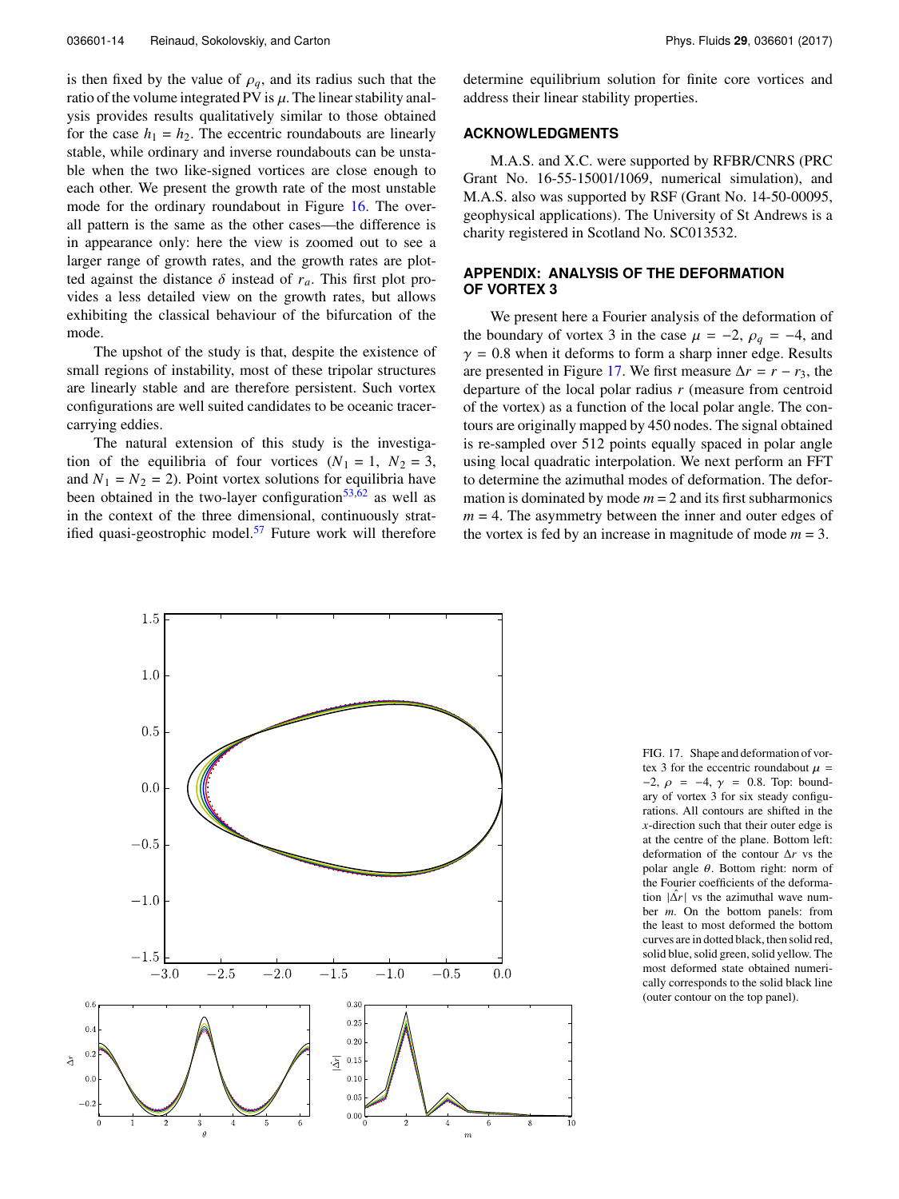is then fixed by the value of $\rho_q$, and its radius such that the ratio of the volume integrated PV is $\mu$. The linear stability analysis provides results qualitatively similar to those obtained for the case $h_1 = h_2$. The eccentric roundabouts are linearly stable, while ordinary and inverse roundabouts can be unstable when the two like-signed vortices are close enough to each other. We present the growth rate of the most unstable mode for the ordinary roundabout in Figure 16. The overall pattern is the same as the other cases—the difference is in appearance only: here the view is zoomed out to see a larger range of growth rates, and the growth rates are plotted against the distance $\delta$ instead of $r_a$. This first plot provides a less detailed view on the growth rates, but allows exhibiting the classical behaviour of the bifurcation of the mode.

The upshot of the study is that, despite the existence of small regions of instability, most of these tripolar structures are linearly stable and are therefore persistent. Such vortex configurations are well suited candidates to be oceanic tracer-carrying eddies.

The natural extension of this study is the investigation of the equilibria of four vortices ($N_1 = 1$, $N_2 = 3$, and $N_1 = N_2 = 2$). Point vortex solutions for equilibria have been obtained in the two-layer configuration[53,62] as well as in the context of the three dimensional, continuously stratified quasi-geostrophic model.[57] Future work will therefore determine equilibrium solution for finite core vortices and address their linear stability properties.

## ACKNOWLEDGMENTS

M.A.S. and X.C. were supported by RFBR/CNRS (PRC Grant No. 16-55-15001/1069, numerical simulation), and M.A.S. also was supported by RSF (Grant No. 14-50-00095, geophysical applications). The University of St Andrews is a charity registered in Scotland No. SC013532.

## APPENDIX: ANALYSIS OF THE DEFORMATION OF VORTEX 3

We present here a Fourier analysis of the deformation of the boundary of vortex 3 in the case $\mu = -2$, $\rho_q = -4$, and $\gamma = 0.8$ when it deforms to form a sharp inner edge. Results are presented in Figure 17. We first measure $\Delta r = r - r_3$, the departure of the local polar radius $r$ (measure from centroid of the vortex) as a function of the local polar angle. The contours are originally mapped by 450 nodes. The signal obtained is re-sampled over 512 points equally spaced in polar angle using local quadratic interpolation. We next perform an FFT to determine the azimuthal modes of deformation. The deformation is dominated by mode $m = 2$ and its first subharmonics $m = 4$. The asymmetry between the inner and outer edges of the vortex is fed by an increase in magnitude of mode $m = 3$.

FIG. 17. Shape and deformation of vortex 3 for the eccentric roundabout $\mu = -2$, $\rho = -4$, $\gamma = 0.8$. Top: boundary of vortex 3 for six steady configurations. All contours are shifted in the $x$-direction such that their outer edge is at the centre of the plane. Bottom left: deformation of the contour $\Delta r$ vs the polar angle $\theta$. Bottom right: norm of the Fourier coefficients of the deformation $|\hat{\Delta r}|$ vs the azimuthal wave number $m$. On the bottom panels: from the least to most deformed the bottom curves are in dotted black, then solid red, solid blue, solid green, solid yellow. The most deformed state obtained numerically corresponds to the solid black line (outer contour on the top panel).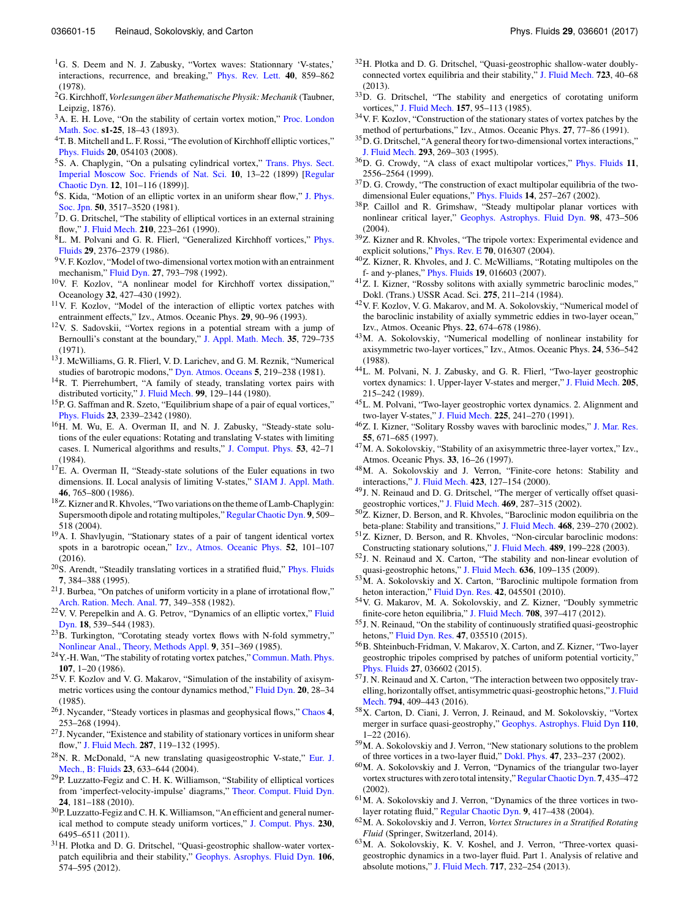[1] G. S. Deem and N. J. Zabusky, "Vortex waves: Stationnary 'V-states,' interactions, recurrence, and breaking," Phys. Rev. Lett. **40**, 859–862 (1978).

[2] G. Kirchhoff, *Vorlesungen über Mathematische Physik: Mechanik* (Taubner, Leipzig, 1876).

[3] A. E. H. Love, "On the stability of certain vortex motion," Proc. London Math. Soc. **s1-25**, 18–43 (1893).

[4] T. B. Mitchell and L. F. Rossi, "The evolution of Kirchhoff elliptic vortices," Phys. Fluids **20**, 054103 (2008).

[5] S. A. Chaplygin, "On a pulsating cylindrical vortex," Trans. Phys. Sect. Imperial Moscow Soc. Friends of Nat. Sci. **10**, 13–22 (1899) [Regular Chaotic Dyn. **12**, 101–116 (1899)].

[6] S. Kida, "Motion of an elliptic vortex in an uniform shear flow," J. Phys. Soc. Jpn. **50**, 3517–3520 (1981).

[7] D. G. Dritschel, "The stability of elliptical vortices in an external straining flow," J. Fluid Mech. **210**, 223–261 (1990).

[8] L. M. Polvani and G. R. Flierl, "Generalized Kirchhoff vortices," Phys. Fluids **29**, 2376–2379 (1986).

[9] V. F. Kozlov, "Model of two-dimensional vortex motion with an entrainment mechanism," Fluid Dyn. **27**, 793–798 (1992).

[10] V. F. Kozlov, "A nonlinear model for Kirchhoff vortex dissipation," Oceanology **32**, 427–430 (1992).

[11] V. F. Kozlov, "Model of the interaction of elliptic vortex patches with entrainment effects," Izv., Atmos. Oceanic Phys. **29**, 90–96 (1993).

[12] V. S. Sadovskii, "Vortex regions in a potential stream with a jump of Bernoulli's constant at the boundary," J. Appl. Math. Mech. **35**, 729–735 (1971).

[13] J. McWilliams, G. R. Flierl, V. D. Larichev, and G. M. Reznik, "Numerical studies of barotropic modons," Dyn. Atmos. Oceans **5**, 219–238 (1981).

[14] R. T. Pierrehumbert, "A family of steady, translating vortex pairs with distributed vorticity," J. Fluid Mech. **99**, 129–144 (1980).

[15] P. G. Saffman and R. Szeto, "Equilibrium shape of a pair of equal vortices," Phys. Fluids **23**, 2339–2342 (1980).

[16] H. M. Wu, E. A. Overman II, and N. J. Zabusky, "Steady-state solutions of the euler equations: Rotating and translating V-states with limiting cases. I. Numerical algorithms and results," J. Comput. Phys. **53**, 42–71 (1984).

[17] E. A. Overman II, "Steady-state solutions of the Euler equations in two dimensions. II. Local analysis of limiting V-states," SIAM J. Appl. Math. **46**, 765–800 (1986).

[18] Z. Kizner and R. Khvoles, "Two variations on the theme of Lamb-Chaplygin: Supersmooth dipole and rotating multipoles," Regular Chaotic Dyn. **9**, 509–518 (2004).

[19] A. I. Shavlyugin, "Stationary states of a pair of tangent identical vortex spots in a barotropic ocean," Izv., Atmos. Oceanic Phys. **52**, 101–107 (2016).

[20] S. Arendt, "Steadily translating vortices in a stratified fluid," Phys. Fluids **7**, 384–388 (1995).

[21] J. Burbea, "On patches of uniform vorticity in a plane of irrotational flow," Arch. Ration. Mech. Anal. **77**, 349–358 (1982).

[22] V. V. Perepelkin and A. G. Petrov, "Dynamics of an elliptic vortex," Fluid Dyn. **18**, 539–544 (1983).

[23] B. Turkington, "Corotating steady vortex flows with N-fold symmetry," Nonlinear Anal., Theory, Methods Appl. **9**, 351–369 (1985).

[24] Y.-H. Wan, "The stability of rotating vortex patches," Commun. Math. Phys. **107**, 1–20 (1986).

[25] V. F. Kozlov and V. G. Makarov, "Simulation of the instability of axisymmetric vortices using the contour dynamics method," Fluid Dyn. **20**, 28–34 (1985).

[26] J. Nycander, "Steady vortices in plasmas and geophysical flows," Chaos **4**, 253–268 (1994).

[27] J. Nycander, "Existence and stability of stationary vortices in uniform shear flow," J. Fluid Mech. **287**, 119–132 (1995).

[28] N. R. McDonald, "A new translating quasigeostrophic V-state," Eur. J. Mech., B: Fluids **23**, 633–644 (2004).

[29] P. Luzzatto-Fegiz and C. H. K. Williamson, "Stability of elliptical vortices from 'imperfect-velocity-impulse' diagrams," Theor. Comput. Fluid Dyn. **24**, 181–188 (2010).

[30] P. Luzzatto-Fegiz and C. H. K. Williamson, "An efficient and general numerical method to compute steady uniform vortices," J. Comput. Phys. **230**, 6495–6511 (2011).

[31] H. Płotka and D. G. Dritschel, "Quasi-geostrophic shallow-water vortex-patch equilibria and their stability," Geophys. Asrophys. Fluid Dyn. **106**, 574–595 (2012).

[32] H. Płotka and D. G. Dritschel, "Quasi-geostrophic shallow-water doubly-connected vortex equilibria and their stability," J. Fluid Mech. **723**, 40–68 (2013).

[33] D. G. Dritschel, "The stability and energetics of corotating uniform vortices," J. Fluid Mech. **157**, 95–113 (1985).

[34] V. F. Kozlov, "Construction of the stationary states of vortex patches by the method of perturbations," Izv., Atmos. Oceanic Phys. **27**, 77–86 (1991).

[35] D. G. Dritschel, "A general theory for two-dimensional vortex interactions," J. Fluid Mech. **293**, 269–303 (1995).

[36] D. G. Crowdy, "A class of exact multipolar vortices," Phys. Fluids **11**, 2556–2564 (1999).

[37] D. G. Crowdy, "The construction of exact multipolar equilibria of the two-dimensional Euler equations," Phys. Fluids **14**, 257–267 (2002).

[38] P. Caillol and R. Grimshaw, "Steady multipolar planar vortices with nonlinear critical layer," Geophys. Astrophys. Fluid Dyn. **98**, 473–506 (2004).

[39] Z. Kizner and R. Khvoles, "The tripole vortex: Experimental evidence and explicit solutions," Phys. Rev. E **70**, 016307 (2004).

[40] Z. Kizner, R. Khvoles, and J. C. McWilliams, "Rotating multipoles on the f- and $\gamma$-planes," Phys. Fluids **19**, 016603 (2007).

[41] Z. I. Kizner, "Rossby solitons with axially symmetric baroclinic modes," Dokl. (Trans.) USSR Acad. Sci. **275**, 211–214 (1984).

[42] V. F. Kozlov, V. G. Makarov, and M. A. Sokolovskiy, "Numerical model of the baroclinic instability of axially symmetric eddies in two-layer ocean," Izv., Atmos. Oceanic Phys. **22**, 674–678 (1986).

[43] M. A. Sokolovskiy, "Numerical modelling of nonlinear instability for axisymmetric two-layer vortices," Izv., Atmos. Oceanic Phys. **24**, 536–542 (1988).

[44] L. M. Polvani, N. J. Zabusky, and G. R. Flierl, "Two-layer geostrophic vortex dynamics: 1. Upper-layer V-states and merger," J. Fluid Mech. **205**, 215–242 (1989).

[45] L. M. Polvani, "Two-layer geostrophic vortex dynamics. 2. Alignment and two-layer V-states," J. Fluid Mech. **225**, 241–270 (1991).

[46] Z. I. Kizner, "Solitary Rossby waves with baroclinic modes," J. Mar. Res. **55**, 671–685 (1997).

[47] M. A. Sokolovskiy, "Stability of an axisymmetric three-layer vortex," Izv., Atmos. Oceanic Phys. **33**, 16–26 (1997).

[48] M. A. Sokolovskiy and J. Verron, "Finite-core hetons: Stability and interactions," J. Fluid Mech. **423**, 127–154 (2000).

[49] J. N. Reinaud and D. G. Dritschel, "The merger of vertically offset quasi-geostrophic vortices," J. Fluid Mech. **469**, 287–315 (2002).

[50] Z. Kizner, D. Berson, and R. Khvoles, "Baroclinic modon equilibria on the beta-plane: Stability and transitions," J. Fluid Mech. **468**, 239–270 (2002).

[51] Z. Kizner, D. Berson, and R. Khvoles, "Non-circular baroclinic modons: Constructing stationary solutions," J. Fluid Mech. **489**, 199–228 (2003).

[52] J. N. Reinaud and X. Carton, "The stability and non-linear evolution of quasi-geostrophic hetons," J. Fluid Mech. **636**, 109–135 (2009).

[53] M. A. Sokolovskiy and X. Carton, "Baroclinic multipole formation from heton interaction," Fluid Dyn. Res. **42**, 045501 (2010).

[54] V. G. Makarov, M. A. Sokolovskiy, and Z. Kizner, "Doubly symmetric finite-core heton equilibria," J. Fluid Mech. **708**, 397–417 (2012).

[55] J. N. Reinaud, "On the stability of continuously stratified quasi-geostrophic hetons," Fluid Dyn. Res. **47**, 035510 (2015).

[56] B. Shteinbuch-Fridman, V. Makarov, X. Carton, and Z. Kizner, "Two-layer geostrophic tripoles comprised by patches of uniform potential vorticity," Phys. Fluids **27**, 036602 (2015).

[57] J. N. Reinaud and X. Carton, "The interaction between two oppositely travelling, horizontally offset, antisymmetric quasi-geostrophic hetons," J. Fluid Mech. **794**, 409–443 (2016).

[58] X. Carton, D. Ciani, J. Verron, J. Reinaud, and M. Sokolovskiy, "Vortex merger in surface quasi-geostrophy," Geophys. Astrophys. Fluid Dyn **110**, 1–22 (2016).

[59] M. A. Sokolovskiy and J. Verron, "New stationary solutions to the problem of three vortices in a two-layer fluid," Dokl. Phys. **47**, 233–237 (2002).

[60] M. A. Sokolovskiy and J. Verron, "Dynamics of the triangular two-layer vortex structures with zero total intensity," Regular Chaotic Dyn. **7**, 435–472 (2002).

[61] M. A. Sokolovskiy and J. Verron, "Dynamics of the three vortices in two-layer rotating fluid," Regular Chaotic Dyn. **9**, 417–438 (2004).

[62] M. A. Sokolovskiy and J. Verron, *Vortex Structures in a Stratified Rotating Fluid* (Springer, Switzerland, 2014).

[63] M. A. Sokolovskiy, K. V. Koshel, and J. Verron, "Three-vortex quasi-geostrophic dynamics in a two-layer fluid. Part 1. Analysis of relative and absolute motions," J. Fluid Mech. **717**, 232–254 (2013).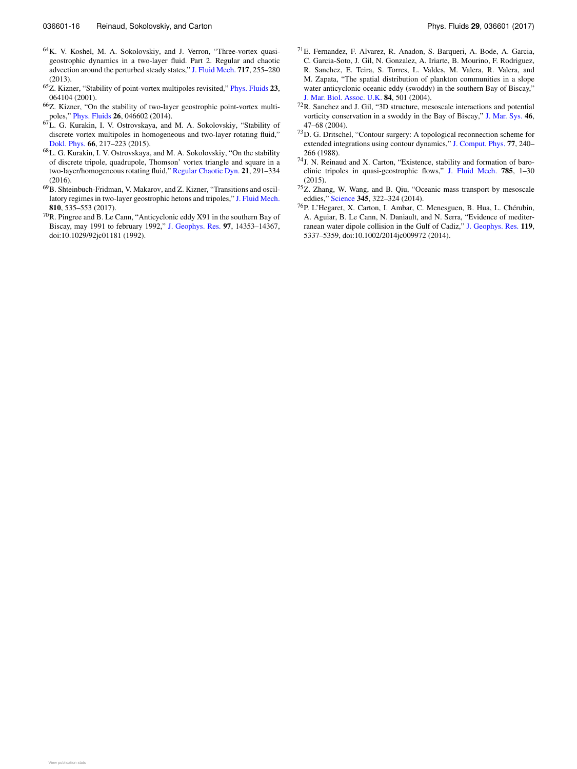[64] K. V. Koshel, M. A. Sokolovskiy, and J. Verron, "Three-vortex quasi-geostrophic dynamics in a two-layer fluid. Part 2. Regular and chaotic advection around the perturbed steady states," J. Fluid Mech. **717**, 255–280 (2013).

[65] Z. Kizner, "Stability of point-vortex multipoles revisited," Phys. Fluids **23**, 064104 (2001).

[66] Z. Kizner, "On the stability of two-layer geostrophic point-vortex multipoles," Phys. Fluids **26**, 046602 (2014).

[67] L. G. Kurakin, I. V. Ostrovskaya, and M. A. Sokolovskiy, "Stability of discrete vortex multipoles in homogeneous and two-layer rotating fluid," Dokl. Phys. **66**, 217–223 (2015).

[68] L. G. Kurakin, I. V. Ostrovskaya, and M. A. Sokolovskiy, "On the stability of discrete tripole, quadrupole, Thomson' vortex triangle and square in a two-layer/homogeneous rotating fluid," Regular Chaotic Dyn. **21**, 291–334 (2016).

[69] B. Shteinbuch-Fridman, V. Makarov, and Z. Kizner, "Transitions and oscillatory regimes in two-layer geostrophic hetons and tripoles," J. Fluid Mech. **810**, 535–553 (2017).

[70] R. Pingree and B. Le Cann, "Anticyclonic eddy X91 in the southern Bay of Biscay, may 1991 to february 1992," J. Geophys. Res. **97**, 14353–14367, doi:10.1029/92jc01181 (1992).

[71] E. Fernandez, F. Alvarez, R. Anadon, S. Barqueri, A. Bode, A. Garcia, C. Garcia-Soto, J. Gil, N. Gonzalez, A. Iriarte, B. Mourino, F. Rodriguez, R. Sanchez, E. Teira, S. Torres, L. Valdes, M. Valera, R. Valera, and M. Zapata, "The spatial distribution of plankton communities in a slope water anticyclonic oceanic eddy (swoddy) in the southern Bay of Biscay," J. Mar. Biol. Assoc. U.K. **84**, 501 (2004).

[72] R. Sanchez and J. Gil, "3D structure, mesoscale interactions and potential vorticity conservation in a swoddy in the Bay of Biscay," J. Mar. Sys. **46**, 47–68 (2004).

[73] D. G. Dritschel, "Contour surgery: A topological reconnection scheme for extended integrations using contour dynamics," J. Comput. Phys. **77**, 240–266 (1988).

[74] J. N. Reinaud and X. Carton, "Existence, stability and formation of baroclinic tripoles in quasi-geostrophic flows," J. Fluid Mech. **785**, 1–30 (2015).

[75] Z. Zhang, W. Wang, and B. Qiu, "Oceanic mass transport by mesoscale eddies," Science **345**, 322–324 (2014).

[76] P. L'Hegaret, X. Carton, I. Ambar, C. Menesguen, B. Hua, L. Chérubin, A. Aguiar, B. Le Cann, N. Daniault, and N. Serra, "Evidence of mediterranean water dipole collision in the Gulf of Cadiz," J. Geophys. Res. **119**, 5337–5359, doi:10.1002/2014jc009972 (2014).